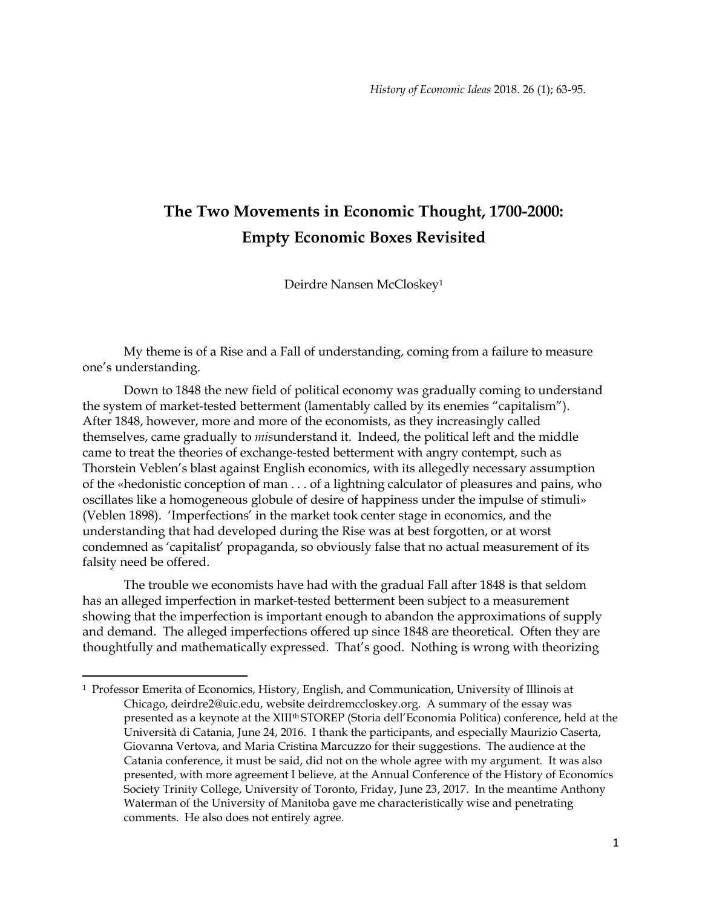*History of Economic Ideas* 2018. 26 (1); 63-95.

# The Two Movements in Economic Thought, 1700-2000: Empty Economic Boxes Revisited

Deirdre Nansen McCloskey[1]

My theme is of a Rise and a Fall of understanding, coming from a failure to measure one's understanding.

Down to 1848 the new field of political economy was gradually coming to understand the system of market-tested betterment (lamentably called by its enemies "capitalism"). After 1848, however, more and more of the economists, as they increasingly called themselves, came gradually to *mis*understand it. Indeed, the political left and the middle came to treat the theories of exchange-tested betterment with angry contempt, such as Thorstein Veblen's blast against English economics, with its allegedly necessary assumption of the «hedonistic conception of man . . . of a lightning calculator of pleasures and pains, who oscillates like a homogeneous globule of desire of happiness under the impulse of stimuli» (Veblen 1898). 'Imperfections' in the market took center stage in economics, and the understanding that had developed during the Rise was at best forgotten, or at worst condemned as 'capitalist' propaganda, so obviously false that no actual measurement of its falsity need be offered.

The trouble we economists have had with the gradual Fall after 1848 is that seldom has an alleged imperfection in market-tested betterment been subject to a measurement showing that the imperfection is important enough to abandon the approximations of supply and demand. The alleged imperfections offered up since 1848 are theoretical. Often they are thoughtfully and mathematically expressed. That's good. Nothing is wrong with theorizing

---

[1] Professor Emerita of Economics, History, English, and Communication, University of Illinois at Chicago, deirdre2@uic.edu, website deirdremccloskey.org. A summary of the essay was presented as a keynote at the XIII[th] STOREP (Storia dell'Economia Politica) conference, held at the Università di Catania, June 24, 2016. I thank the participants, and especially Maurizio Caserta, Giovanna Vertova, and Maria Cristina Marcuzzo for their suggestions. The audience at the Catania conference, it must be said, did not on the whole agree with my argument. It was also presented, with more agreement I believe, at the Annual Conference of the History of Economics Society Trinity College, University of Toronto, Friday, June 23, 2017. In the meantime Anthony Waterman of the University of Manitoba gave me characteristically wise and penetrating comments. He also does not entirely agree.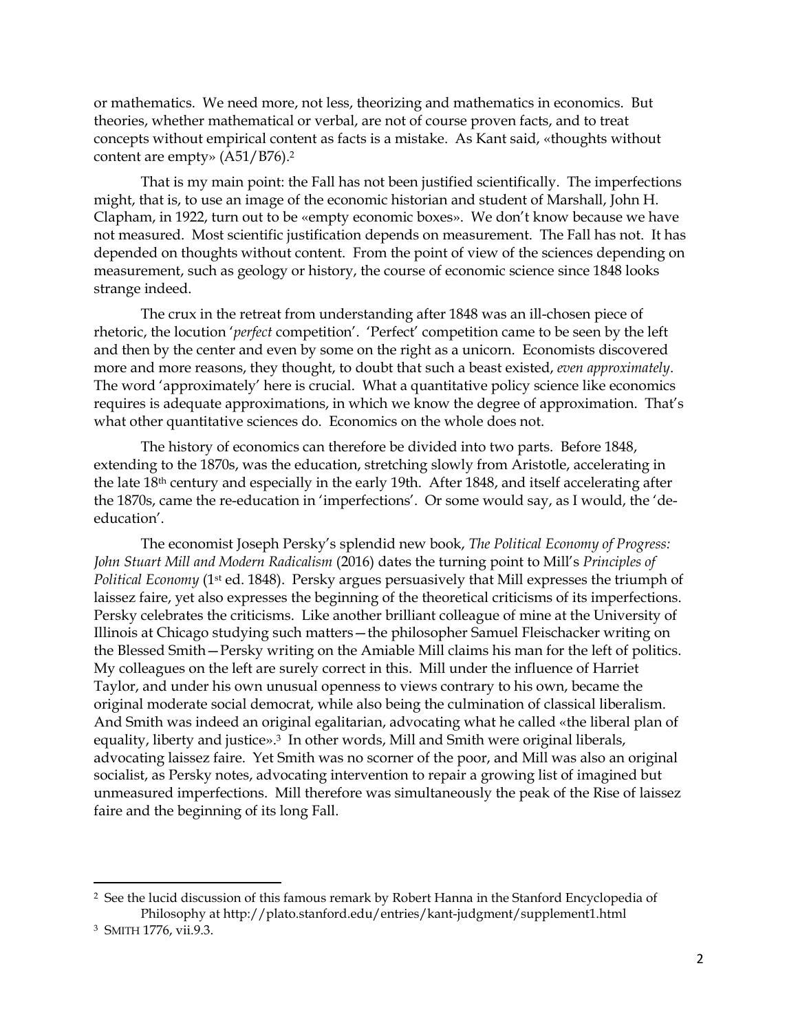or mathematics. We need more, not less, theorizing and mathematics in economics. But theories, whether mathematical or verbal, are not of course proven facts, and to treat concepts without empirical content as facts is a mistake. As Kant said, «thoughts without content are empty» (A51/B76).[2]

That is my main point: the Fall has not been justified scientifically. The imperfections might, that is, to use an image of the economic historian and student of Marshall, John H. Clapham, in 1922, turn out to be «empty economic boxes». We don't know because we have not measured. Most scientific justification depends on measurement. The Fall has not. It has depended on thoughts without content. From the point of view of the sciences depending on measurement, such as geology or history, the course of economic science since 1848 looks strange indeed.

The crux in the retreat from understanding after 1848 was an ill-chosen piece of rhetoric, the locution '*perfect* competition'. 'Perfect' competition came to be seen by the left and then by the center and even by some on the right as a unicorn. Economists discovered more and more reasons, they thought, to doubt that such a beast existed, *even approximately*. The word 'approximately' here is crucial. What a quantitative policy science like economics requires is adequate approximations, in which we know the degree of approximation. That's what other quantitative sciences do. Economics on the whole does not.

The history of economics can therefore be divided into two parts. Before 1848, extending to the 1870s, was the education, stretching slowly from Aristotle, accelerating in the late 18th century and especially in the early 19th. After 1848, and itself accelerating after the 1870s, came the re-education in 'imperfections'. Or some would say, as I would, the 'de-education'.

The economist Joseph Persky's splendid new book, *The Political Economy of Progress: John Stuart Mill and Modern Radicalism* (2016) dates the turning point to Mill's *Principles of Political Economy* (1st ed. 1848). Persky argues persuasively that Mill expresses the triumph of laissez faire, yet also expresses the beginning of the theoretical criticisms of its imperfections. Persky celebrates the criticisms. Like another brilliant colleague of mine at the University of Illinois at Chicago studying such matters—the philosopher Samuel Fleischacker writing on the Blessed Smith—Persky writing on the Amiable Mill claims his man for the left of politics. My colleagues on the left are surely correct in this. Mill under the influence of Harriet Taylor, and under his own unusual openness to views contrary to his own, became the original moderate social democrat, while also being the culmination of classical liberalism. And Smith was indeed an original egalitarian, advocating what he called «the liberal plan of equality, liberty and justice».[3] In other words, Mill and Smith were original liberals, advocating laissez faire. Yet Smith was no scorner of the poor, and Mill was also an original socialist, as Persky notes, advocating intervention to repair a growing list of imagined but unmeasured imperfections. Mill therefore was simultaneously the peak of the Rise of laissez faire and the beginning of its long Fall.

---

[2] See the lucid discussion of this famous remark by Robert Hanna in the Stanford Encyclopedia of Philosophy at http://plato.stanford.edu/entries/kant-judgment/supplement1.html

[3] SMITH 1776, vii.9.3.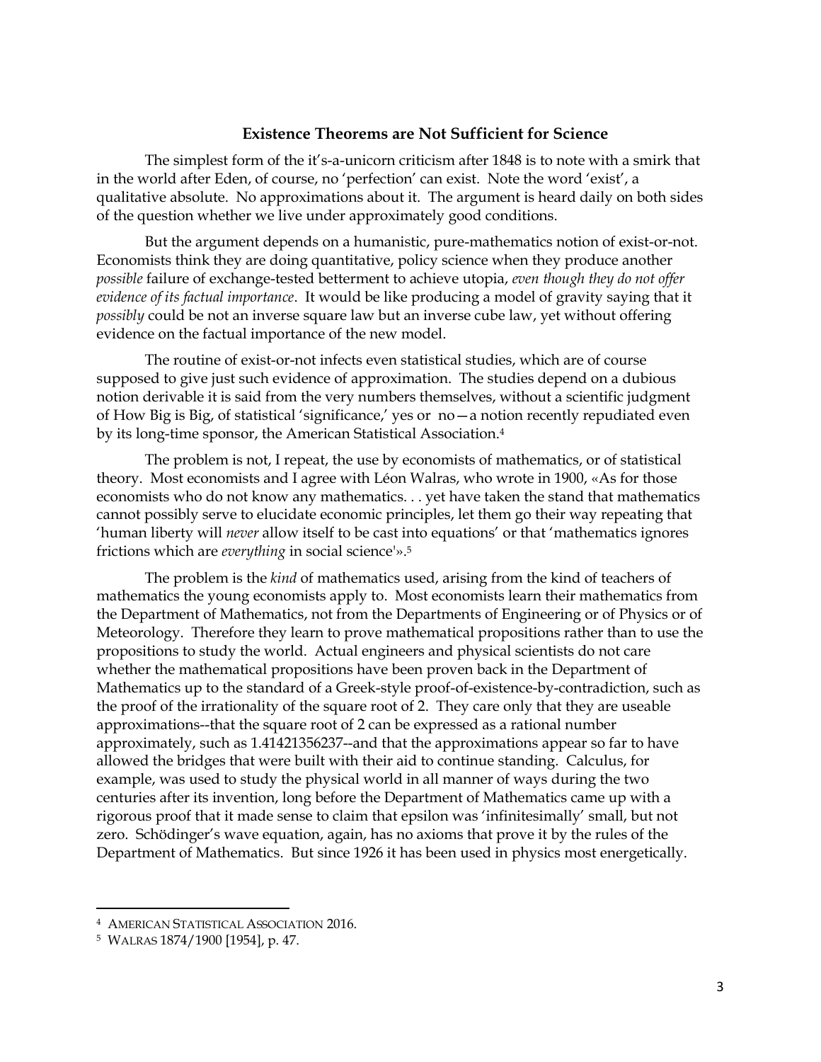### Existence Theorems are Not Sufficient for Science

The simplest form of the it's-a-unicorn criticism after 1848 is to note with a smirk that in the world after Eden, of course, no 'perfection' can exist. Note the word 'exist', a qualitative absolute. No approximations about it. The argument is heard daily on both sides of the question whether we live under approximately good conditions.

But the argument depends on a humanistic, pure-mathematics notion of exist-or-not. Economists think they are doing quantitative, policy science when they produce another *possible* failure of exchange-tested betterment to achieve utopia, *even though they do not offer evidence of its factual importance*. It would be like producing a model of gravity saying that it *possibly* could be not an inverse square law but an inverse cube law, yet without offering evidence on the factual importance of the new model.

The routine of exist-or-not infects even statistical studies, which are of course supposed to give just such evidence of approximation. The studies depend on a dubious notion derivable it is said from the very numbers themselves, without a scientific judgment of How Big is Big, of statistical 'significance,' yes or no—a notion recently repudiated even by its long-time sponsor, the American Statistical Association.[4]

The problem is not, I repeat, the use by economists of mathematics, or of statistical theory. Most economists and I agree with Léon Walras, who wrote in 1900, «As for those economists who do not know any mathematics. . . yet have taken the stand that mathematics cannot possibly serve to elucidate economic principles, let them go their way repeating that 'human liberty will *never* allow itself to be cast into equations' or that 'mathematics ignores frictions which are *everything* in social science'».[5]

The problem is the *kind* of mathematics used, arising from the kind of teachers of mathematics the young economists apply to. Most economists learn their mathematics from the Department of Mathematics, not from the Departments of Engineering or of Physics or of Meteorology. Therefore they learn to prove mathematical propositions rather than to use the propositions to study the world. Actual engineers and physical scientists do not care whether the mathematical propositions have been proven back in the Department of Mathematics up to the standard of a Greek-style proof-of-existence-by-contradiction, such as the proof of the irrationality of the square root of 2. They care only that they are useable approximations--that the square root of 2 can be expressed as a rational number approximately, such as 1.41421356237--and that the approximations appear so far to have allowed the bridges that were built with their aid to continue standing. Calculus, for example, was used to study the physical world in all manner of ways during the two centuries after its invention, long before the Department of Mathematics came up with a rigorous proof that it made sense to claim that epsilon was 'infinitesimally' small, but not zero. Schödinger's wave equation, again, has no axioms that prove it by the rules of the Department of Mathematics. But since 1926 it has been used in physics most energetically.

---

[4] AMERICAN STATISTICAL ASSOCIATION 2016.

[5] WALRAS 1874/1900 [1954], p. 47.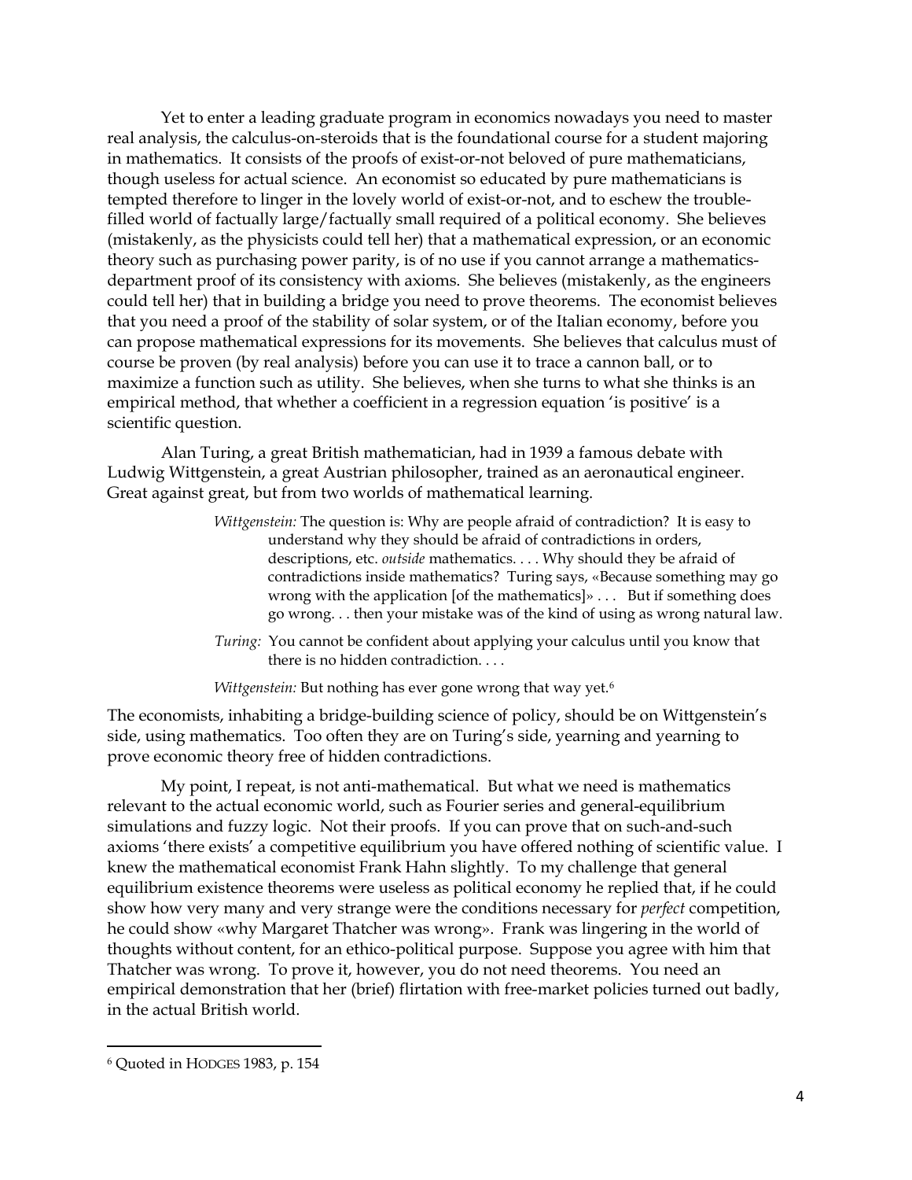Yet to enter a leading graduate program in economics nowadays you need to master real analysis, the calculus-on-steroids that is the foundational course for a student majoring in mathematics. It consists of the proofs of exist-or-not beloved of pure mathematicians, though useless for actual science. An economist so educated by pure mathematicians is tempted therefore to linger in the lovely world of exist-or-not, and to eschew the trouble-filled world of factually large/factually small required of a political economy. She believes (mistakenly, as the physicists could tell her) that a mathematical expression, or an economic theory such as purchasing power parity, is of no use if you cannot arrange a mathematics-department proof of its consistency with axioms. She believes (mistakenly, as the engineers could tell her) that in building a bridge you need to prove theorems. The economist believes that you need a proof of the stability of solar system, or of the Italian economy, before you can propose mathematical expressions for its movements. She believes that calculus must of course be proven (by real analysis) before you can use it to trace a cannon ball, or to maximize a function such as utility. She believes, when she turns to what she thinks is an empirical method, that whether a coefficient in a regression equation 'is positive' is a scientific question.

Alan Turing, a great British mathematician, had in 1939 a famous debate with Ludwig Wittgenstein, a great Austrian philosopher, trained as an aeronautical engineer. Great against great, but from two worlds of mathematical learning.

> *Wittgenstein:* The question is: Why are people afraid of contradiction? It is easy to understand why they should be afraid of contradictions in orders, descriptions, etc. *outside* mathematics. . . . Why should they be afraid of contradictions inside mathematics? Turing says, «Because something may go wrong with the application [of the mathematics]» . . . But if something does go wrong. . . then your mistake was of the kind of using as wrong natural law.
>
> *Turing:* You cannot be confident about applying your calculus until you know that there is no hidden contradiction. . . .
>
> *Wittgenstein:* But nothing has ever gone wrong that way yet.[6]

The economists, inhabiting a bridge-building science of policy, should be on Wittgenstein's side, using mathematics. Too often they are on Turing's side, yearning and yearning to prove economic theory free of hidden contradictions.

My point, I repeat, is not anti-mathematical. But what we need is mathematics relevant to the actual economic world, such as Fourier series and general-equilibrium simulations and fuzzy logic. Not their proofs. If you can prove that on such-and-such axioms 'there exists' a competitive equilibrium you have offered nothing of scientific value. I knew the mathematical economist Frank Hahn slightly. To my challenge that general equilibrium existence theorems were useless as political economy he replied that, if he could show how very many and very strange were the conditions necessary for *perfect* competition, he could show «why Margaret Thatcher was wrong». Frank was lingering in the world of thoughts without content, for an ethico-political purpose. Suppose you agree with him that Thatcher was wrong. To prove it, however, you do not need theorems. You need an empirical demonstration that her (brief) flirtation with free-market policies turned out badly, in the actual British world.

---

[6] Quoted in HODGES 1983, p. 154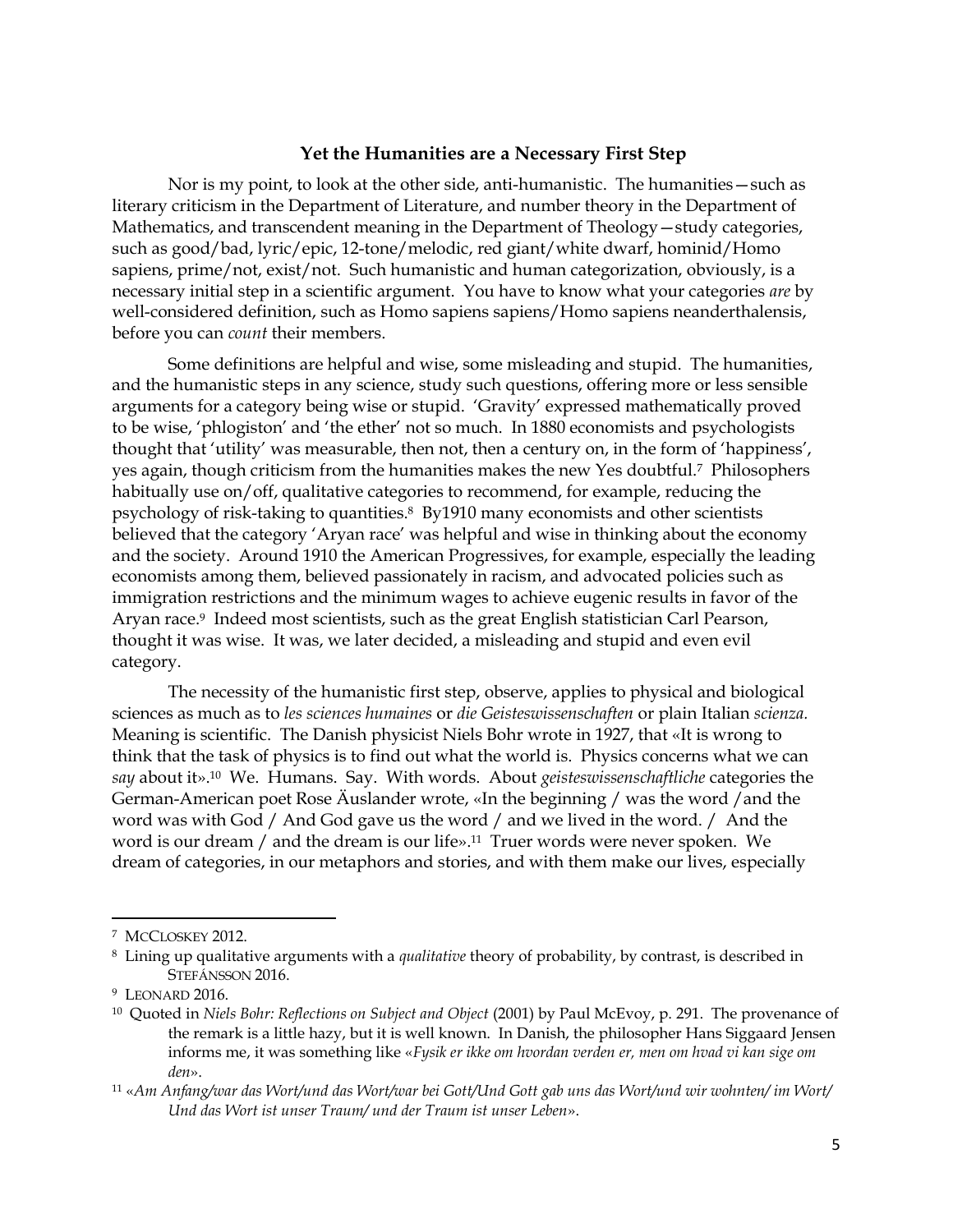## Yet the Humanities are a Necessary First Step

Nor is my point, to look at the other side, anti-humanistic. The humanities—such as literary criticism in the Department of Literature, and number theory in the Department of Mathematics, and transcendent meaning in the Department of Theology—study categories, such as good/bad, lyric/epic, 12-tone/melodic, red giant/white dwarf, hominid/Homo sapiens, prime/not, exist/not. Such humanistic and human categorization, obviously, is a necessary initial step in a scientific argument. You have to know what your categories *are* by well-considered definition, such as Homo sapiens sapiens/Homo sapiens neanderthalensis, before you can *count* their members.

Some definitions are helpful and wise, some misleading and stupid. The humanities, and the humanistic steps in any science, study such questions, offering more or less sensible arguments for a category being wise or stupid. 'Gravity' expressed mathematically proved to be wise, 'phlogiston' and 'the ether' not so much. In 1880 economists and psychologists thought that 'utility' was measurable, then not, then a century on, in the form of 'happiness', yes again, though criticism from the humanities makes the new Yes doubtful.[7] Philosophers habitually use on/off, qualitative categories to recommend, for example, reducing the psychology of risk-taking to quantities.[8] By1910 many economists and other scientists believed that the category 'Aryan race' was helpful and wise in thinking about the economy and the society. Around 1910 the American Progressives, for example, especially the leading economists among them, believed passionately in racism, and advocated policies such as immigration restrictions and the minimum wages to achieve eugenic results in favor of the Aryan race.[9] Indeed most scientists, such as the great English statistician Carl Pearson, thought it was wise. It was, we later decided, a misleading and stupid and even evil category.

The necessity of the humanistic first step, observe, applies to physical and biological sciences as much as to *les sciences humaines* or *die Geisteswissenschaften* or plain Italian *scienza.* Meaning is scientific. The Danish physicist Niels Bohr wrote in 1927, that «It is wrong to think that the task of physics is to find out what the world is. Physics concerns what we can *say* about it».[10] We. Humans. Say. With words. About *geisteswissenschaftliche* categories the German-American poet Rose Äuslander wrote, «In the beginning / was the word /and the word was with God / And God gave us the word / and we lived in the word. / And the word is our dream / and the dream is our life».[11] Truer words were never spoken. We dream of categories, in our metaphors and stories, and with them make our lives, especially

---

[7] McCloskey 2012.

[8] Lining up qualitative arguments with a *qualitative* theory of probability, by contrast, is described in Stefánsson 2016.

[9] Leonard 2016.

[10] Quoted in *Niels Bohr: Reflections on Subject and Object* (2001) by Paul McEvoy, p. 291. The provenance of the remark is a little hazy, but it is well known. In Danish, the philosopher Hans Siggaard Jensen informs me, it was something like «*Fysik er ikke om hvordan verden er, men om hvad vi kan sige om den*».

[11] «*Am Anfang/war das Wort/und das Wort/war bei Gott/Und Gott gab uns das Wort/und wir wohnten/ im Wort/ Und das Wort ist unser Traum/ und der Traum ist unser Leben*».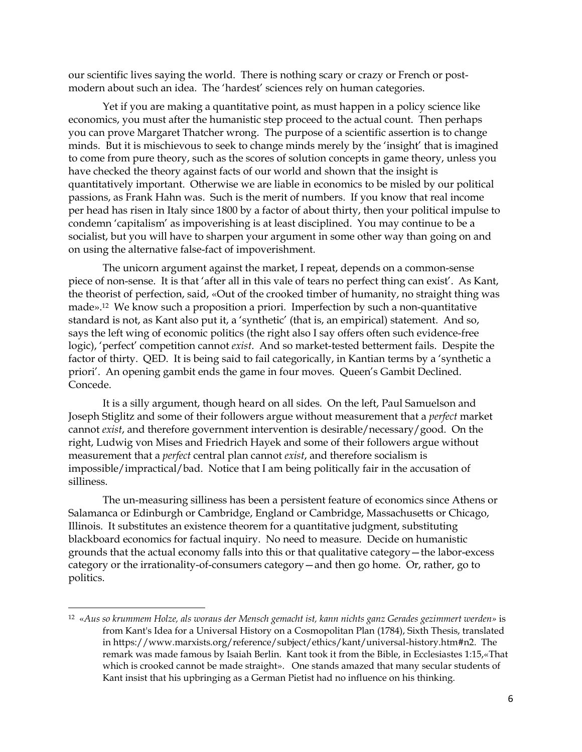our scientific lives saying the world. There is nothing scary or crazy or French or post-modern about such an idea. The 'hardest' sciences rely on human categories.

Yet if you are making a quantitative point, as must happen in a policy science like economics, you must after the humanistic step proceed to the actual count. Then perhaps you can prove Margaret Thatcher wrong. The purpose of a scientific assertion is to change minds. But it is mischievous to seek to change minds merely by the 'insight' that is imagined to come from pure theory, such as the scores of solution concepts in game theory, unless you have checked the theory against facts of our world and shown that the insight is quantitatively important. Otherwise we are liable in economics to be misled by our political passions, as Frank Hahn was. Such is the merit of numbers. If you know that real income per head has risen in Italy since 1800 by a factor of about thirty, then your political impulse to condemn 'capitalism' as impoverishing is at least disciplined. You may continue to be a socialist, but you will have to sharpen your argument in some other way than going on and on using the alternative false-fact of impoverishment.

The unicorn argument against the market, I repeat, depends on a common-sense piece of non-sense. It is that 'after all in this vale of tears no perfect thing can exist'. As Kant, the theorist of perfection, said, «Out of the crooked timber of humanity, no straight thing was made».[12] We know such a proposition a priori. Imperfection by such a non-quantitative standard is not, as Kant also put it, a 'synthetic' (that is, an empirical) statement. And so, says the left wing of economic politics (the right also I say offers often such evidence-free logic), 'perfect' competition cannot *exist*. And so market-tested betterment fails. Despite the factor of thirty. QED. It is being said to fail categorically, in Kantian terms by a 'synthetic a priori'. An opening gambit ends the game in four moves. Queen's Gambit Declined. Concede.

It is a silly argument, though heard on all sides. On the left, Paul Samuelson and Joseph Stiglitz and some of their followers argue without measurement that a *perfect* market cannot *exist*, and therefore government intervention is desirable/necessary/good. On the right, Ludwig von Mises and Friedrich Hayek and some of their followers argue without measurement that a *perfect* central plan cannot *exist*, and therefore socialism is impossible/impractical/bad. Notice that I am being politically fair in the accusation of silliness.

The un-measuring silliness has been a persistent feature of economics since Athens or Salamanca or Edinburgh or Cambridge, England or Cambridge, Massachusetts or Chicago, Illinois. It substitutes an existence theorem for a quantitative judgment, substituting blackboard economics for factual inquiry. No need to measure. Decide on humanistic grounds that the actual economy falls into this or that qualitative category—the labor-excess category or the irrationality-of-consumers category—and then go home. Or, rather, go to politics.

---

[12] «*Aus so krummem Holze, als woraus der Mensch gemacht ist, kann nichts ganz Gerades gezimmert werden*» is from Kant's Idea for a Universal History on a Cosmopolitan Plan (1784), Sixth Thesis, translated in https://www.marxists.org/reference/subject/ethics/kant/universal-history.htm#n2. The remark was made famous by Isaiah Berlin. Kant took it from the Bible, in Ecclesiastes 1:15,«That which is crooked cannot be made straight». One stands amazed that many secular students of Kant insist that his upbringing as a German Pietist had no influence on his thinking.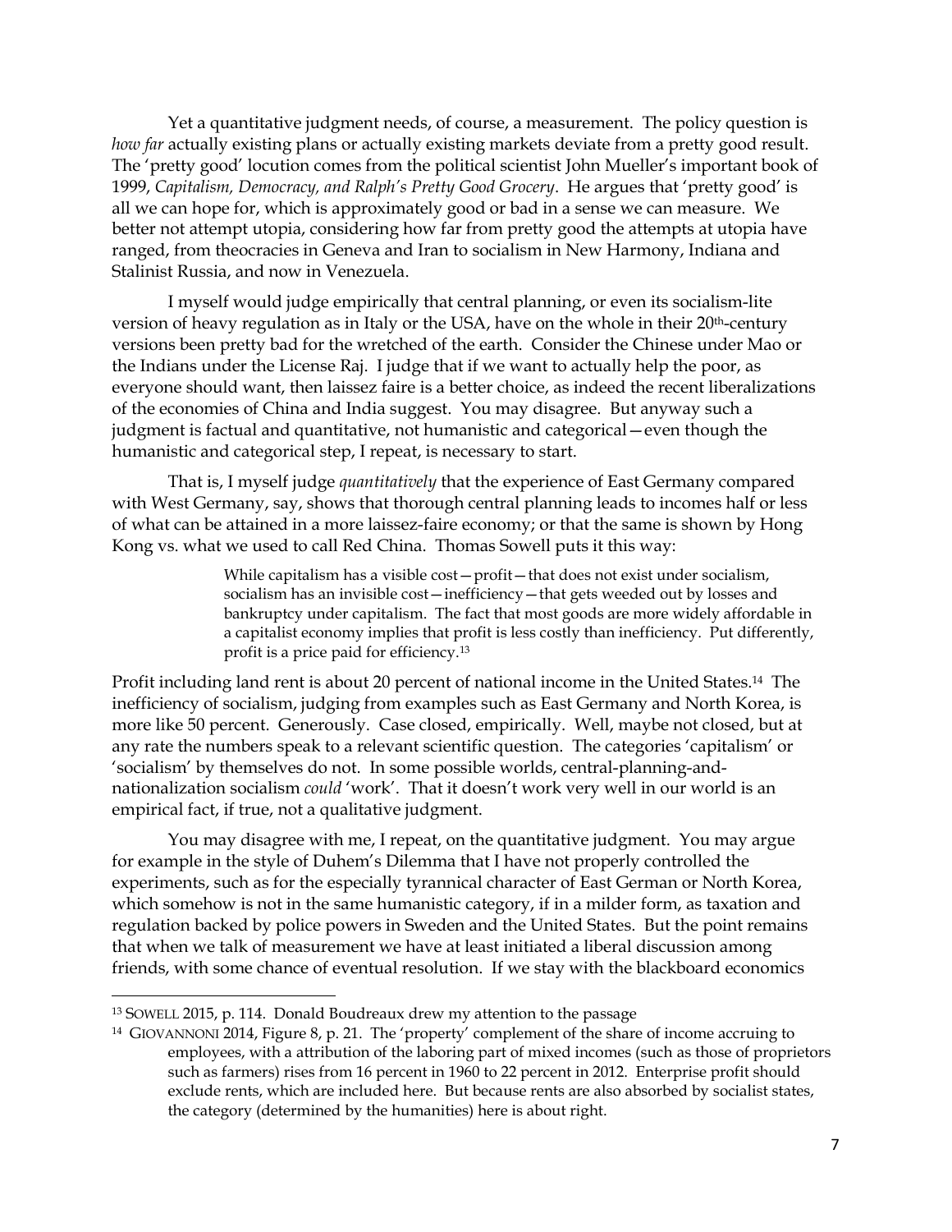Yet a quantitative judgment needs, of course, a measurement. The policy question is *how far* actually existing plans or actually existing markets deviate from a pretty good result. The 'pretty good' locution comes from the political scientist John Mueller's important book of 1999, *Capitalism, Democracy, and Ralph's Pretty Good Grocery*. He argues that 'pretty good' is all we can hope for, which is approximately good or bad in a sense we can measure. We better not attempt utopia, considering how far from pretty good the attempts at utopia have ranged, from theocracies in Geneva and Iran to socialism in New Harmony, Indiana and Stalinist Russia, and now in Venezuela.

I myself would judge empirically that central planning, or even its socialism-lite version of heavy regulation as in Italy or the USA, have on the whole in their 20th-century versions been pretty bad for the wretched of the earth. Consider the Chinese under Mao or the Indians under the License Raj. I judge that if we want to actually help the poor, as everyone should want, then laissez faire is a better choice, as indeed the recent liberalizations of the economies of China and India suggest. You may disagree. But anyway such a judgment is factual and quantitative, not humanistic and categorical—even though the humanistic and categorical step, I repeat, is necessary to start.

That is, I myself judge *quantitatively* that the experience of East Germany compared with West Germany, say, shows that thorough central planning leads to incomes half or less of what can be attained in a more laissez-faire economy; or that the same is shown by Hong Kong vs. what we used to call Red China. Thomas Sowell puts it this way:

> While capitalism has a visible cost—profit—that does not exist under socialism, socialism has an invisible cost—inefficiency—that gets weeded out by losses and bankruptcy under capitalism. The fact that most goods are more widely affordable in a capitalist economy implies that profit is less costly than inefficiency. Put differently, profit is a price paid for efficiency.[13]

Profit including land rent is about 20 percent of national income in the United States.[14] The inefficiency of socialism, judging from examples such as East Germany and North Korea, is more like 50 percent. Generously. Case closed, empirically. Well, maybe not closed, but at any rate the numbers speak to a relevant scientific question. The categories 'capitalism' or 'socialism' by themselves do not. In some possible worlds, central-planning-and-nationalization socialism *could* 'work'. That it doesn't work very well in our world is an empirical fact, if true, not a qualitative judgment.

You may disagree with me, I repeat, on the quantitative judgment. You may argue for example in the style of Duhem's Dilemma that I have not properly controlled the experiments, such as for the especially tyrannical character of East German or North Korea, which somehow is not in the same humanistic category, if in a milder form, as taxation and regulation backed by police powers in Sweden and the United States. But the point remains that when we talk of measurement we have at least initiated a liberal discussion among friends, with some chance of eventual resolution. If we stay with the blackboard economics

---

[13] SOWELL 2015, p. 114. Donald Boudreaux drew my attention to the passage

[14] GIOVANNONI 2014, Figure 8, p. 21. The 'property' complement of the share of income accruing to employees, with a attribution of the laboring part of mixed incomes (such as those of proprietors such as farmers) rises from 16 percent in 1960 to 22 percent in 2012. Enterprise profit should exclude rents, which are included here. But because rents are also absorbed by socialist states, the category (determined by the humanities) here is about right.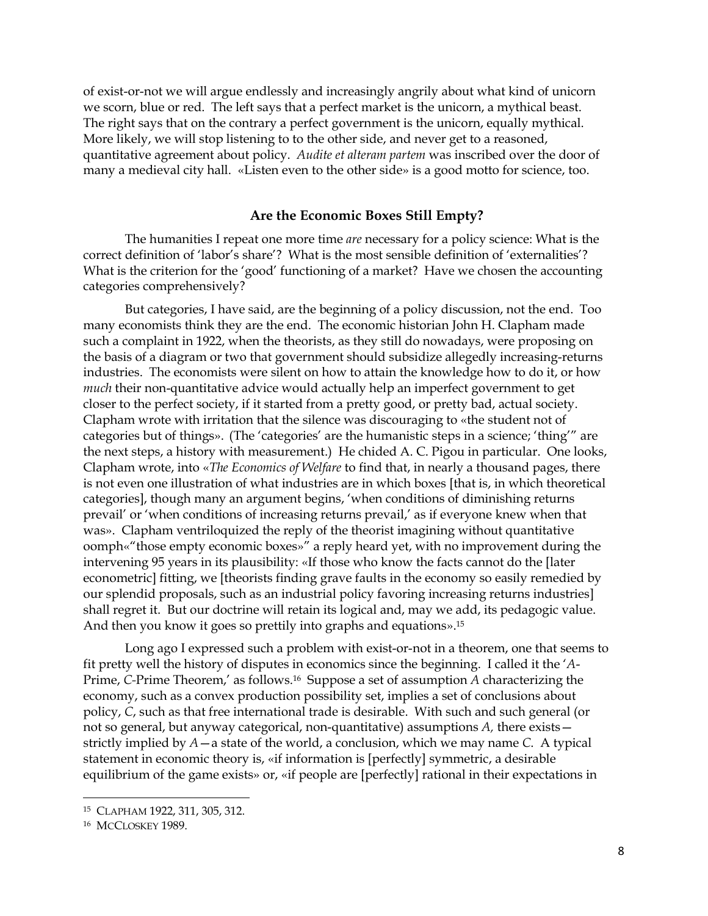of exist-or-not we will argue endlessly and increasingly angrily about what kind of unicorn we scorn, blue or red. The left says that a perfect market is the unicorn, a mythical beast. The right says that on the contrary a perfect government is the unicorn, equally mythical. More likely, we will stop listening to to the other side, and never get to a reasoned, quantitative agreement about policy. *Audite et alteram partem* was inscribed over the door of many a medieval city hall. «Listen even to the other side» is a good motto for science, too.

## Are the Economic Boxes Still Empty?

The humanities I repeat one more time *are* necessary for a policy science: What is the correct definition of 'labor's share'? What is the most sensible definition of 'externalities'? What is the criterion for the 'good' functioning of a market? Have we chosen the accounting categories comprehensively?

But categories, I have said, are the beginning of a policy discussion, not the end. Too many economists think they are the end. The economic historian John H. Clapham made such a complaint in 1922, when the theorists, as they still do nowadays, were proposing on the basis of a diagram or two that government should subsidize allegedly increasing-returns industries. The economists were silent on how to attain the knowledge how to do it, or how *much* their non-quantitative advice would actually help an imperfect government to get closer to the perfect society, if it started from a pretty good, or pretty bad, actual society. Clapham wrote with irritation that the silence was discouraging to «the student not of categories but of things». (The 'categories' are the humanistic steps in a science; 'thing'" are the next steps, a history with measurement.) He chided A. C. Pigou in particular. One looks, Clapham wrote, into «*The Economics of Welfare* to find that, in nearly a thousand pages, there is not even one illustration of what industries are in which boxes [that is, in which theoretical categories], though many an argument begins, 'when conditions of diminishing returns prevail' or 'when conditions of increasing returns prevail,' as if everyone knew when that was». Clapham ventriloquized the reply of the theorist imagining without quantitative oomph«"those empty economic boxes»" a reply heard yet, with no improvement during the intervening 95 years in its plausibility: «If those who know the facts cannot do the [later econometric] fitting, we [theorists finding grave faults in the economy so easily remedied by our splendid proposals, such as an industrial policy favoring increasing returns industries] shall regret it. But our doctrine will retain its logical and, may we add, its pedagogic value. And then you know it goes so prettily into graphs and equations».[15]

Long ago I expressed such a problem with exist-or-not in a theorem, one that seems to fit pretty well the history of disputes in economics since the beginning. I called it the '*A*-Prime, *C*-Prime Theorem,' as follows.[16] Suppose a set of assumption *A* characterizing the economy, such as a convex production possibility set, implies a set of conclusions about policy, *C*, such as that free international trade is desirable. With such and such general (or not so general, but anyway categorical, non-quantitative) assumptions *A,* there exists—strictly implied by *A*—a state of the world, a conclusion, which we may name *C*. A typical statement in economic theory is, «if information is [perfectly] symmetric, a desirable equilibrium of the game exists» or, «if people are [perfectly] rational in their expectations in

---

[15] CLAPHAM 1922, 311, 305, 312.

[16] MCCLOSKEY 1989.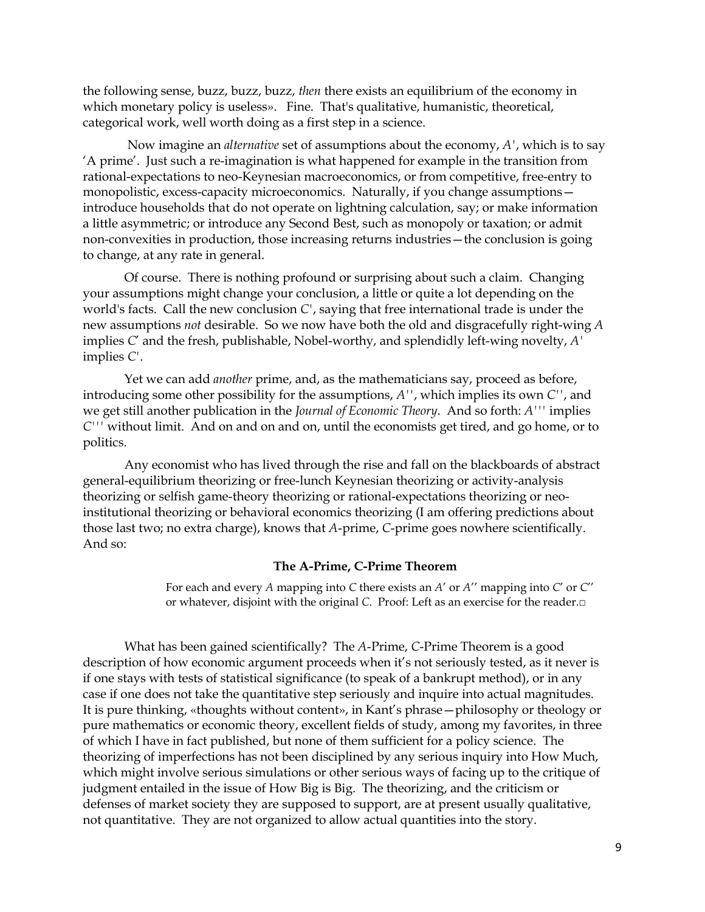the following sense, buzz, buzz, buzz, *then* there exists an equilibrium of the economy in which monetary policy is useless». Fine. That's qualitative, humanistic, theoretical, categorical work, well worth doing as a first step in a science.

Now imagine an *alternative* set of assumptions about the economy, $A'$, which is to say 'A prime'. Just such a re-imagination is what happened for example in the transition from rational-expectations to neo-Keynesian macroeconomics, or from competitive, free-entry to monopolistic, excess-capacity microeconomics. Naturally, if you change assumptions—introduce households that do not operate on lightning calculation, say; or make information a little asymmetric; or introduce any Second Best, such as monopoly or taxation; or admit non-convexities in production, those increasing returns industries—the conclusion is going to change, at any rate in general.

Of course. There is nothing profound or surprising about such a claim. Changing your assumptions might change your conclusion, a little or quite a lot depending on the world's facts. Call the new conclusion $C'$, saying that free international trade is under the new assumptions *not* desirable. So we now have both the old and disgracefully right-wing $A$ implies $C'$ and the fresh, publishable, Nobel-worthy, and splendidly left-wing novelty, $A'$ implies $C'$.

Yet we can add *another* prime, and, as the mathematicians say, proceed as before, introducing some other possibility for the assumptions, $A''$, which implies its own $C''$, and we get still another publication in the *Journal of Economic Theory*. And so forth: $A'''$ implies $C'''$ without limit. And on and on and on, until the economists get tired, and go home, or to politics.

Any economist who has lived through the rise and fall on the blackboards of abstract general-equilibrium theorizing or free-lunch Keynesian theorizing or activity-analysis theorizing or selfish game-theory theorizing or rational-expectations theorizing or neo-institutional theorizing or behavioral economics theorizing (I am offering predictions about those last two; no extra charge), knows that *A*-prime, *C*-prime goes nowhere scientifically. And so:

**The A-Prime, C-Prime Theorem**

> For each and every $A$ mapping into $C$ there exists an $A'$ or $A''$ mapping into $C'$ or $C''$ or whatever, disjoint with the original $C$. Proof: Left as an exercise for the reader.□

What has been gained scientifically? The *A*-Prime, *C*-Prime Theorem is a good description of how economic argument proceeds when it's not seriously tested, as it never is if one stays with tests of statistical significance (to speak of a bankrupt method), or in any case if one does not take the quantitative step seriously and inquire into actual magnitudes. It is pure thinking, «thoughts without content», in Kant's phrase—philosophy or theology or pure mathematics or economic theory, excellent fields of study, among my favorites, in three of which I have in fact published, but none of them sufficient for a policy science. The theorizing of imperfections has not been disciplined by any serious inquiry into How Much, which might involve serious simulations or other serious ways of facing up to the critique of judgment entailed in the issue of How Big is Big. The theorizing, and the criticism or defenses of market society they are supposed to support, are at present usually qualitative, not quantitative. They are not organized to allow actual quantities into the story.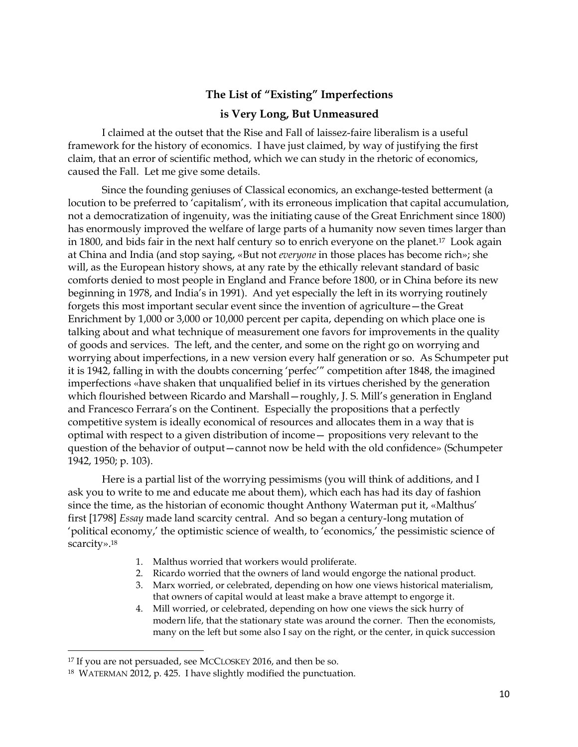## The List of "Existing" Imperfections is Very Long, But Unmeasured

I claimed at the outset that the Rise and Fall of laissez-faire liberalism is a useful framework for the history of economics. I have just claimed, by way of justifying the first claim, that an error of scientific method, which we can study in the rhetoric of economics, caused the Fall. Let me give some details.

Since the founding geniuses of Classical economics, an exchange-tested betterment (a locution to be preferred to 'capitalism', with its erroneous implication that capital accumulation, not a democratization of ingenuity, was the initiating cause of the Great Enrichment since 1800) has enormously improved the welfare of large parts of a humanity now seven times larger than in 1800, and bids fair in the next half century so to enrich everyone on the planet.[17] Look again at China and India (and stop saying, «But not *everyone* in those places has become rich»; she will, as the European history shows, at any rate by the ethically relevant standard of basic comforts denied to most people in England and France before 1800, or in China before its new beginning in 1978, and India's in 1991). And yet especially the left in its worrying routinely forgets this most important secular event since the invention of agriculture—the Great Enrichment by 1,000 or 3,000 or 10,000 percent per capita, depending on which place one is talking about and what technique of measurement one favors for improvements in the quality of goods and services. The left, and the center, and some on the right go on worrying and worrying about imperfections, in a new version every half generation or so. As Schumpeter put it is 1942, falling in with the doubts concerning 'perfec'" competition after 1848, the imagined imperfections «have shaken that unqualified belief in its virtues cherished by the generation which flourished between Ricardo and Marshall—roughly, J. S. Mill's generation in England and Francesco Ferrara's on the Continent. Especially the propositions that a perfectly competitive system is ideally economical of resources and allocates them in a way that is optimal with respect to a given distribution of income— propositions very relevant to the question of the behavior of output—cannot now be held with the old confidence» (Schumpeter 1942, 1950; p. 103).

Here is a partial list of the worrying pessimisms (you will think of additions, and I ask you to write to me and educate me about them), which each has had its day of fashion since the time, as the historian of economic thought Anthony Waterman put it, «Malthus' first [1798] *Essay* made land scarcity central. And so began a century-long mutation of 'political economy,' the optimistic science of wealth, to 'economics,' the pessimistic science of scarcity».[18]

1. Malthus worried that workers would proliferate.
2. Ricardo worried that the owners of land would engorge the national product.
3. Marx worried, or celebrated, depending on how one views historical materialism, that owners of capital would at least make a brave attempt to engorge it.
4. Mill worried, or celebrated, depending on how one views the sick hurry of modern life, that the stationary state was around the corner. Then the economists, many on the left but some also I say on the right, or the center, in quick succession

[17] If you are not persuaded, see McCloskey 2016, and then be so.

[18] Waterman 2012, p. 425. I have slightly modified the punctuation.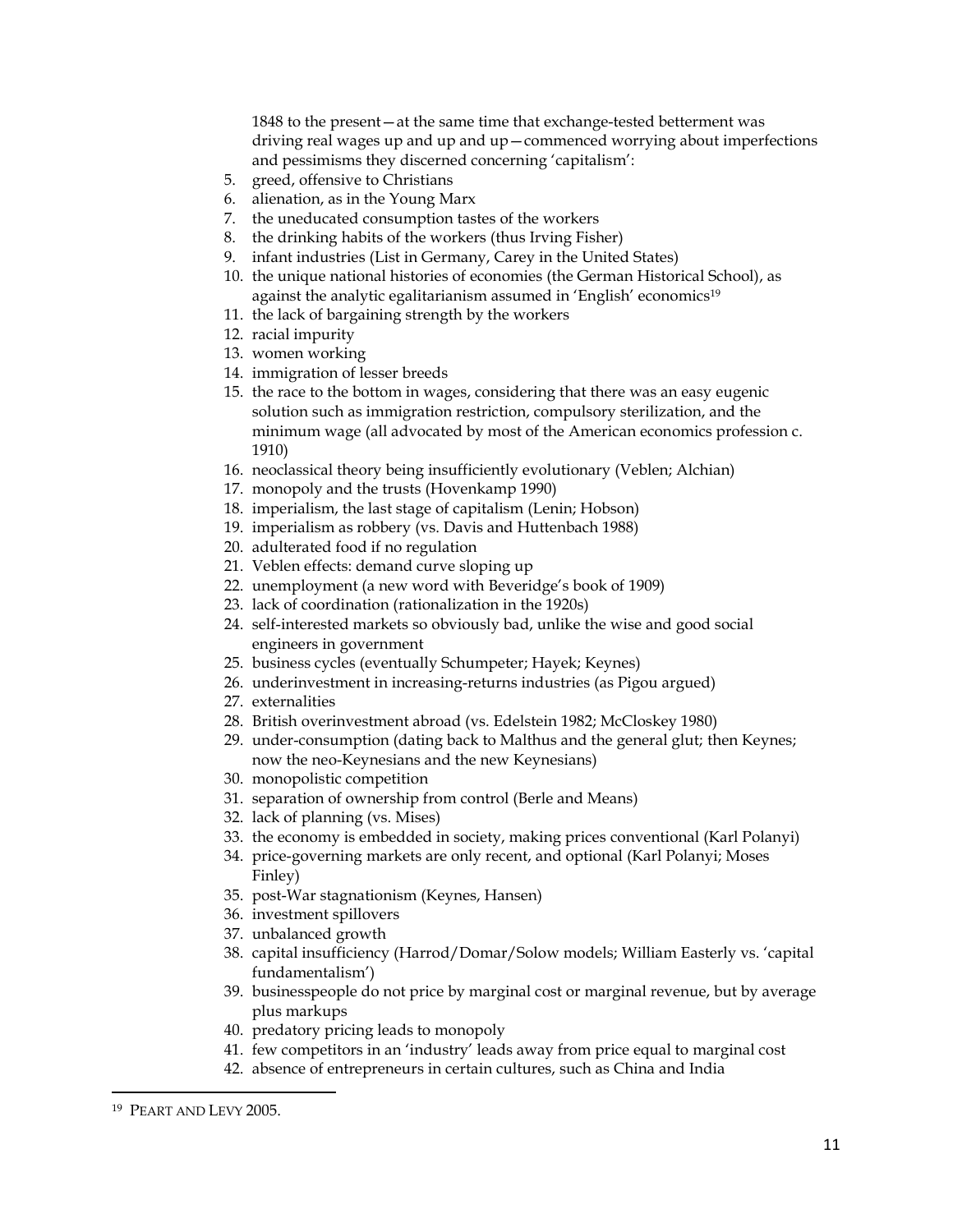1848 to the present—at the same time that exchange-tested betterment was driving real wages up and up and up—commenced worrying about imperfections and pessimisms they discerned concerning 'capitalism':

5. greed, offensive to Christians
6. alienation, as in the Young Marx
7. the uneducated consumption tastes of the workers
8. the drinking habits of the workers (thus Irving Fisher)
9. infant industries (List in Germany, Carey in the United States)
10. the unique national histories of economies (the German Historical School), as against the analytic egalitarianism assumed in 'English' economics[19]
11. the lack of bargaining strength by the workers
12. racial impurity
13. women working
14. immigration of lesser breeds
15. the race to the bottom in wages, considering that there was an easy eugenic solution such as immigration restriction, compulsory sterilization, and the minimum wage (all advocated by most of the American economics profession c. 1910)
16. neoclassical theory being insufficiently evolutionary (Veblen; Alchian)
17. monopoly and the trusts (Hovenkamp 1990)
18. imperialism, the last stage of capitalism (Lenin; Hobson)
19. imperialism as robbery (vs. Davis and Huttenbach 1988)
20. adulterated food if no regulation
21. Veblen effects: demand curve sloping up
22. unemployment (a new word with Beveridge's book of 1909)
23. lack of coordination (rationalization in the 1920s)
24. self-interested markets so obviously bad, unlike the wise and good social engineers in government
25. business cycles (eventually Schumpeter; Hayek; Keynes)
26. underinvestment in increasing-returns industries (as Pigou argued)
27. externalities
28. British overinvestment abroad (vs. Edelstein 1982; McCloskey 1980)
29. under-consumption (dating back to Malthus and the general glut; then Keynes; now the neo-Keynesians and the new Keynesians)
30. monopolistic competition
31. separation of ownership from control (Berle and Means)
32. lack of planning (vs. Mises)
33. the economy is embedded in society, making prices conventional (Karl Polanyi)
34. price-governing markets are only recent, and optional (Karl Polanyi; Moses Finley)
35. post-War stagnationism (Keynes, Hansen)
36. investment spillovers
37. unbalanced growth
38. capital insufficiency (Harrod/Domar/Solow models; William Easterly vs. 'capital fundamentalism')
39. businesspeople do not price by marginal cost or marginal revenue, but by average plus markups
40. predatory pricing leads to monopoly
41. few competitors in an 'industry' leads away from price equal to marginal cost
42. absence of entrepreneurs in certain cultures, such as China and India

---

[19] Peart and Levy 2005.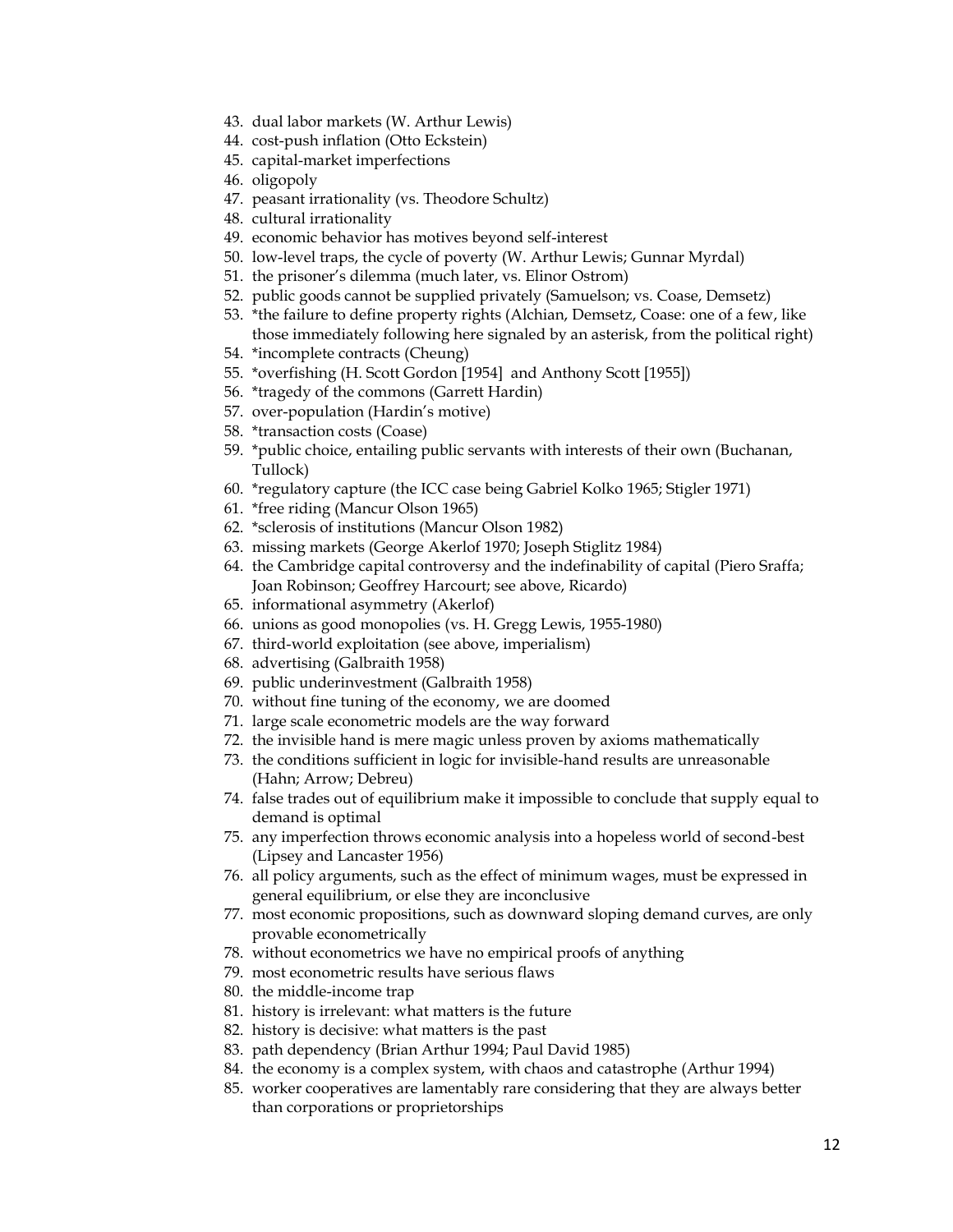43. dual labor markets (W. Arthur Lewis)
44. cost-push inflation (Otto Eckstein)
45. capital-market imperfections
46. oligopoly
47. peasant irrationality (vs. Theodore Schultz)
48. cultural irrationality
49. economic behavior has motives beyond self-interest
50. low-level traps, the cycle of poverty (W. Arthur Lewis; Gunnar Myrdal)
51. the prisoner's dilemma (much later, vs. Elinor Ostrom)
52. public goods cannot be supplied privately (Samuelson; vs. Coase, Demsetz)
53. *the failure to define property rights (Alchian, Demsetz, Coase: one of a few, like those immediately following here signaled by an asterisk, from the political right)
54. *incomplete contracts (Cheung)
55. *overfishing (H. Scott Gordon [1954] and Anthony Scott [1955])
56. *tragedy of the commons (Garrett Hardin)
57. over-population (Hardin's motive)
58. *transaction costs (Coase)
59. *public choice, entailing public servants with interests of their own (Buchanan, Tullock)
60. *regulatory capture (the ICC case being Gabriel Kolko 1965; Stigler 1971)
61. *free riding (Mancur Olson 1965)
62. *sclerosis of institutions (Mancur Olson 1982)
63. missing markets (George Akerlof 1970; Joseph Stiglitz 1984)
64. the Cambridge capital controversy and the indefinability of capital (Piero Sraffa; Joan Robinson; Geoffrey Harcourt; see above, Ricardo)
65. informational asymmetry (Akerlof)
66. unions as good monopolies (vs. H. Gregg Lewis, 1955-1980)
67. third-world exploitation (see above, imperialism)
68. advertising (Galbraith 1958)
69. public underinvestment (Galbraith 1958)
70. without fine tuning of the economy, we are doomed
71. large scale econometric models are the way forward
72. the invisible hand is mere magic unless proven by axioms mathematically
73. the conditions sufficient in logic for invisible-hand results are unreasonable (Hahn; Arrow; Debreu)
74. false trades out of equilibrium make it impossible to conclude that supply equal to demand is optimal
75. any imperfection throws economic analysis into a hopeless world of second-best (Lipsey and Lancaster 1956)
76. all policy arguments, such as the effect of minimum wages, must be expressed in general equilibrium, or else they are inconclusive
77. most economic propositions, such as downward sloping demand curves, are only provable econometrically
78. without econometrics we have no empirical proofs of anything
79. most econometric results have serious flaws
80. the middle-income trap
81. history is irrelevant: what matters is the future
82. history is decisive: what matters is the past
83. path dependency (Brian Arthur 1994; Paul David 1985)
84. the economy is a complex system, with chaos and catastrophe (Arthur 1994)
85. worker cooperatives are lamentably rare considering that they are always better than corporations or proprietorships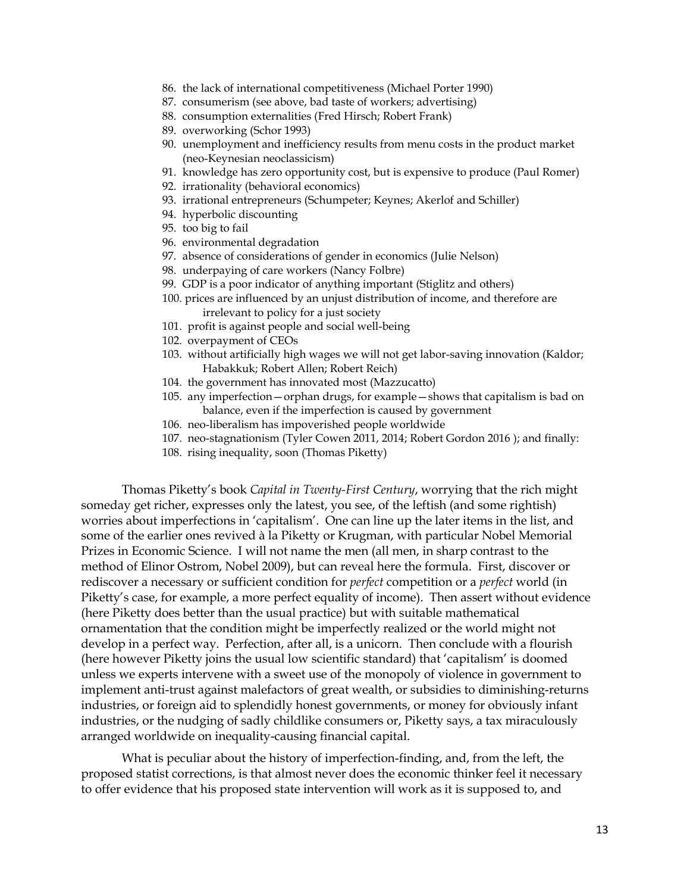86. the lack of international competitiveness (Michael Porter 1990)
87. consumerism (see above, bad taste of workers; advertising)
88. consumption externalities (Fred Hirsch; Robert Frank)
89. overworking (Schor 1993)
90. unemployment and inefficiency results from menu costs in the product market (neo-Keynesian neoclassicism)
91. knowledge has zero opportunity cost, but is expensive to produce (Paul Romer)
92. irrationality (behavioral economics)
93. irrational entrepreneurs (Schumpeter; Keynes; Akerlof and Schiller)
94. hyperbolic discounting
95. too big to fail
96. environmental degradation
97. absence of considerations of gender in economics (Julie Nelson)
98. underpaying of care workers (Nancy Folbre)
99. GDP is a poor indicator of anything important (Stiglitz and others)
100. prices are influenced by an unjust distribution of income, and therefore are irrelevant to policy for a just society
101. profit is against people and social well-being
102. overpayment of CEOs
103. without artificially high wages we will not get labor-saving innovation (Kaldor; Habakkuk; Robert Allen; Robert Reich)
104. the government has innovated most (Mazzucatto)
105. any imperfection—orphan drugs, for example—shows that capitalism is bad on balance, even if the imperfection is caused by government
106. neo-liberalism has impoverished people worldwide
107. neo-stagnationism (Tyler Cowen 2011, 2014; Robert Gordon 2016 ); and finally:
108. rising inequality, soon (Thomas Piketty)

Thomas Piketty's book *Capital in Twenty-First Century*, worrying that the rich might someday get richer, expresses only the latest, you see, of the leftish (and some rightish) worries about imperfections in 'capitalism'. One can line up the later items in the list, and some of the earlier ones revived à la Piketty or Krugman, with particular Nobel Memorial Prizes in Economic Science. I will not name the men (all men, in sharp contrast to the method of Elinor Ostrom, Nobel 2009), but can reveal here the formula. First, discover or rediscover a necessary or sufficient condition for *perfect* competition or a *perfect* world (in Piketty's case, for example, a more perfect equality of income). Then assert without evidence (here Piketty does better than the usual practice) but with suitable mathematical ornamentation that the condition might be imperfectly realized or the world might not develop in a perfect way. Perfection, after all, is a unicorn. Then conclude with a flourish (here however Piketty joins the usual low scientific standard) that 'capitalism' is doomed unless we experts intervene with a sweet use of the monopoly of violence in government to implement anti-trust against malefactors of great wealth, or subsidies to diminishing-returns industries, or foreign aid to splendidly honest governments, or money for obviously infant industries, or the nudging of sadly childlike consumers or, Piketty says, a tax miraculously arranged worldwide on inequality-causing financial capital.

What is peculiar about the history of imperfection-finding, and, from the left, the proposed statist corrections, is that almost never does the economic thinker feel it necessary to offer evidence that his proposed state intervention will work as it is supposed to, and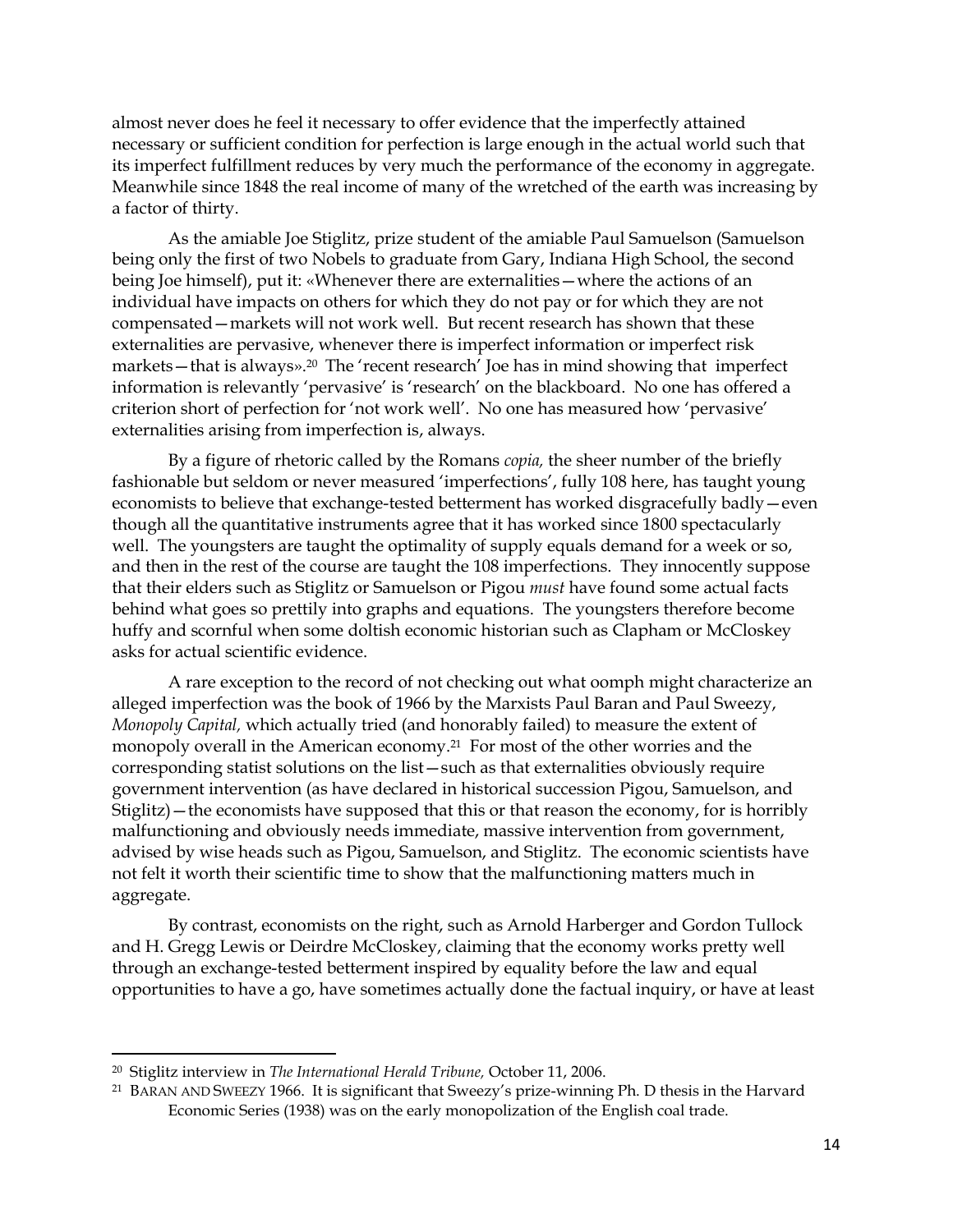almost never does he feel it necessary to offer evidence that the imperfectly attained necessary or sufficient condition for perfection is large enough in the actual world such that its imperfect fulfillment reduces by very much the performance of the economy in aggregate. Meanwhile since 1848 the real income of many of the wretched of the earth was increasing by a factor of thirty.

As the amiable Joe Stiglitz, prize student of the amiable Paul Samuelson (Samuelson being only the first of two Nobels to graduate from Gary, Indiana High School, the second being Joe himself), put it: «Whenever there are externalities—where the actions of an individual have impacts on others for which they do not pay or for which they are not compensated—markets will not work well. But recent research has shown that these externalities are pervasive, whenever there is imperfect information or imperfect risk markets—that is always».[20] The 'recent research' Joe has in mind showing that imperfect information is relevantly 'pervasive' is 'research' on the blackboard. No one has offered a criterion short of perfection for 'not work well'. No one has measured how 'pervasive' externalities arising from imperfection is, always.

By a figure of rhetoric called by the Romans *copia,* the sheer number of the briefly fashionable but seldom or never measured 'imperfections', fully 108 here, has taught young economists to believe that exchange-tested betterment has worked disgracefully badly—even though all the quantitative instruments agree that it has worked since 1800 spectacularly well. The youngsters are taught the optimality of supply equals demand for a week or so, and then in the rest of the course are taught the 108 imperfections. They innocently suppose that their elders such as Stiglitz or Samuelson or Pigou *must* have found some actual facts behind what goes so prettily into graphs and equations. The youngsters therefore become huffy and scornful when some doltish economic historian such as Clapham or McCloskey asks for actual scientific evidence.

A rare exception to the record of not checking out what oomph might characterize an alleged imperfection was the book of 1966 by the Marxists Paul Baran and Paul Sweezy, *Monopoly Capital,* which actually tried (and honorably failed) to measure the extent of monopoly overall in the American economy.[21] For most of the other worries and the corresponding statist solutions on the list—such as that externalities obviously require government intervention (as have declared in historical succession Pigou, Samuelson, and Stiglitz)—the economists have supposed that this or that reason the economy, for is horribly malfunctioning and obviously needs immediate, massive intervention from government, advised by wise heads such as Pigou, Samuelson, and Stiglitz. The economic scientists have not felt it worth their scientific time to show that the malfunctioning matters much in aggregate.

By contrast, economists on the right, such as Arnold Harberger and Gordon Tullock and H. Gregg Lewis or Deirdre McCloskey, claiming that the economy works pretty well through an exchange-tested betterment inspired by equality before the law and equal opportunities to have a go, have sometimes actually done the factual inquiry, or have at least

---

[20] Stiglitz interview in *The International Herald Tribune,* October 11, 2006.

[21] BARAN AND SWEEZY 1966. It is significant that Sweezy's prize-winning Ph. D thesis in the Harvard Economic Series (1938) was on the early monopolization of the English coal trade.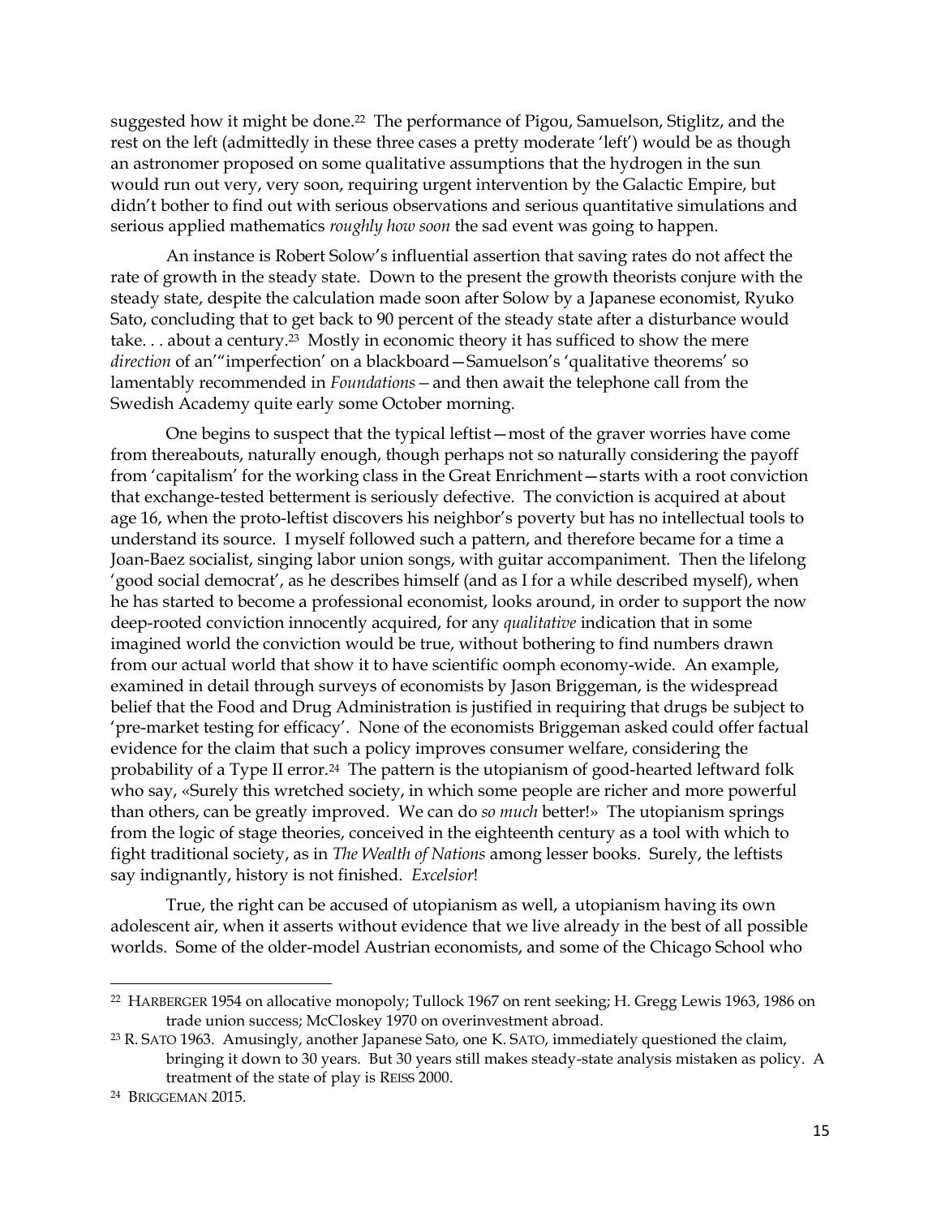suggested how it might be done.[22] The performance of Pigou, Samuelson, Stiglitz, and the rest on the left (admittedly in these three cases a pretty moderate 'left') would be as though an astronomer proposed on some qualitative assumptions that the hydrogen in the sun would run out very, very soon, requiring urgent intervention by the Galactic Empire, but didn't bother to find out with serious observations and serious quantitative simulations and serious applied mathematics *roughly how soon* the sad event was going to happen.

An instance is Robert Solow's influential assertion that saving rates do not affect the rate of growth in the steady state. Down to the present the growth theorists conjure with the steady state, despite the calculation made soon after Solow by a Japanese economist, Ryuko Sato, concluding that to get back to 90 percent of the steady state after a disturbance would take. . . about a century.[23] Mostly in economic theory it has sufficed to show the mere *direction* of an'"imperfection' on a blackboard—Samuelson's 'qualitative theorems' so lamentably recommended in *Foundations*—and then await the telephone call from the Swedish Academy quite early some October morning.

One begins to suspect that the typical leftist—most of the graver worries have come from thereabouts, naturally enough, though perhaps not so naturally considering the payoff from 'capitalism' for the working class in the Great Enrichment—starts with a root conviction that exchange-tested betterment is seriously defective. The conviction is acquired at about age 16, when the proto-leftist discovers his neighbor's poverty but has no intellectual tools to understand its source. I myself followed such a pattern, and therefore became for a time a Joan-Baez socialist, singing labor union songs, with guitar accompaniment. Then the lifelong 'good social democrat', as he describes himself (and as I for a while described myself), when he has started to become a professional economist, looks around, in order to support the now deep-rooted conviction innocently acquired, for any *qualitative* indication that in some imagined world the conviction would be true, without bothering to find numbers drawn from our actual world that show it to have scientific oomph economy-wide. An example, examined in detail through surveys of economists by Jason Briggeman, is the widespread belief that the Food and Drug Administration is justified in requiring that drugs be subject to 'pre-market testing for efficacy'. None of the economists Briggeman asked could offer factual evidence for the claim that such a policy improves consumer welfare, considering the probability of a Type II error.[24] The pattern is the utopianism of good-hearted leftward folk who say, «Surely this wretched society, in which some people are richer and more powerful than others, can be greatly improved. We can do *so much* better!» The utopianism springs from the logic of stage theories, conceived in the eighteenth century as a tool with which to fight traditional society, as in *The Wealth of Nations* among lesser books. Surely, the leftists say indignantly, history is not finished. *Excelsior*!

True, the right can be accused of utopianism as well, a utopianism having its own adolescent air, when it asserts without evidence that we live already in the best of all possible worlds. Some of the older-model Austrian economists, and some of the Chicago School who

---

[22] HARBERGER 1954 on allocative monopoly; Tullock 1967 on rent seeking; H. Gregg Lewis 1963, 1986 on trade union success; McCloskey 1970 on overinvestment abroad.

[23] R. SATO 1963. Amusingly, another Japanese Sato, one K. SATO, immediately questioned the claim, bringing it down to 30 years. But 30 years still makes steady-state analysis mistaken as policy. A treatment of the state of play is REISS 2000.

[24] BRIGGEMAN 2015.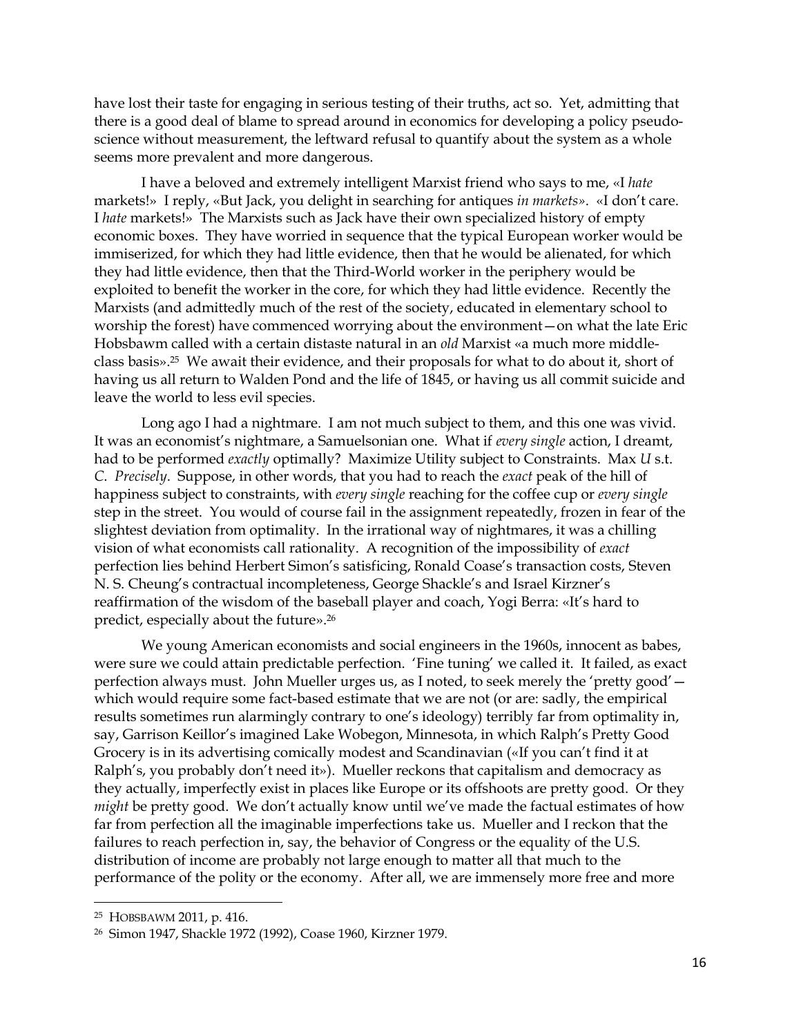have lost their taste for engaging in serious testing of their truths, act so. Yet, admitting that there is a good deal of blame to spread around in economics for developing a policy pseudo-science without measurement, the leftward refusal to quantify about the system as a whole seems more prevalent and more dangerous.

I have a beloved and extremely intelligent Marxist friend who says to me, «I *hate* markets!» I reply, «But Jack, you delight in searching for antiques *in markets*». «I don't care. I *hate* markets!» The Marxists such as Jack have their own specialized history of empty economic boxes. They have worried in sequence that the typical European worker would be immiserized, for which they had little evidence, then that he would be alienated, for which they had little evidence, then that the Third-World worker in the periphery would be exploited to benefit the worker in the core, for which they had little evidence. Recently the Marxists (and admittedly much of the rest of the society, educated in elementary school to worship the forest) have commenced worrying about the environment—on what the late Eric Hobsbawm called with a certain distaste natural in an *old* Marxist «a much more middle-class basis».[25] We await their evidence, and their proposals for what to do about it, short of having us all return to Walden Pond and the life of 1845, or having us all commit suicide and leave the world to less evil species.

Long ago I had a nightmare. I am not much subject to them, and this one was vivid. It was an economist's nightmare, a Samuelsonian one. What if *every single* action, I dreamt, had to be performed *exactly* optimally? Maximize Utility subject to Constraints. Max $U$ s.t. $C$. *Precisely*. Suppose, in other words, that you had to reach the *exact* peak of the hill of happiness subject to constraints, with *every single* reaching for the coffee cup or *every single* step in the street. You would of course fail in the assignment repeatedly, frozen in fear of the slightest deviation from optimality. In the irrational way of nightmares, it was a chilling vision of what economists call rationality. A recognition of the impossibility of *exact* perfection lies behind Herbert Simon's satisficing, Ronald Coase's transaction costs, Steven N. S. Cheung's contractual incompleteness, George Shackle's and Israel Kirzner's reaffirmation of the wisdom of the baseball player and coach, Yogi Berra: «It's hard to predict, especially about the future».[26]

We young American economists and social engineers in the 1960s, innocent as babes, were sure we could attain predictable perfection. 'Fine tuning' we called it. It failed, as exact perfection always must. John Mueller urges us, as I noted, to seek merely the 'pretty good'—which would require some fact-based estimate that we are not (or are: sadly, the empirical results sometimes run alarmingly contrary to one's ideology) terribly far from optimality in, say, Garrison Keillor's imagined Lake Wobegon, Minnesota, in which Ralph's Pretty Good Grocery is in its advertising comically modest and Scandinavian («If you can't find it at Ralph's, you probably don't need it»). Mueller reckons that capitalism and democracy as they actually, imperfectly exist in places like Europe or its offshoots are pretty good. Or they *might* be pretty good. We don't actually know until we've made the factual estimates of how far from perfection all the imaginable imperfections take us. Mueller and I reckon that the failures to reach perfection in, say, the behavior of Congress or the equality of the U.S. distribution of income are probably not large enough to matter all that much to the performance of the polity or the economy. After all, we are immensely more free and more

---

[25] HOBSBAWM 2011, p. 416.

[26] Simon 1947, Shackle 1972 (1992), Coase 1960, Kirzner 1979.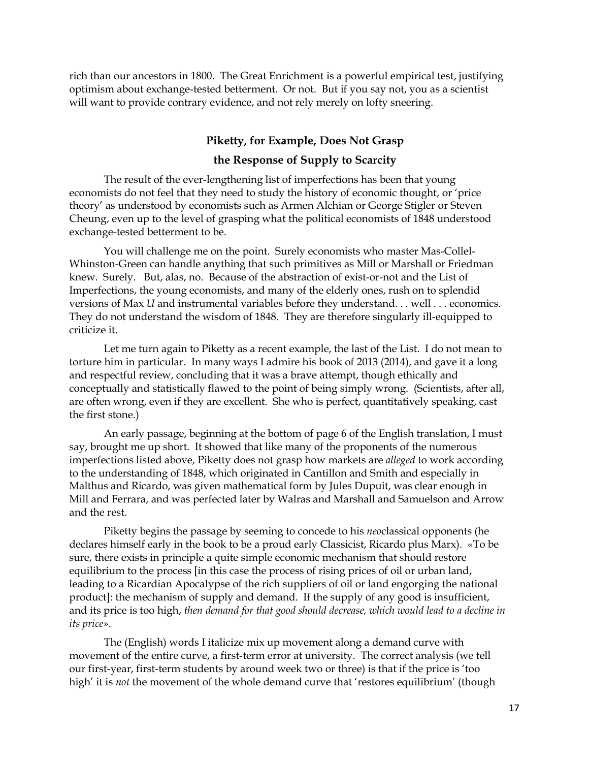rich than our ancestors in 1800. The Great Enrichment is a powerful empirical test, justifying optimism about exchange-tested betterment. Or not. But if you say not, you as a scientist will want to provide contrary evidence, and not rely merely on lofty sneering.

## Piketty, for Example, Does Not Grasp the Response of Supply to Scarcity

The result of the ever-lengthening list of imperfections has been that young economists do not feel that they need to study the history of economic thought, or 'price theory' as understood by economists such as Armen Alchian or George Stigler or Steven Cheung, even up to the level of grasping what the political economists of 1848 understood exchange-tested betterment to be.

You will challenge me on the point. Surely economists who master Mas-Collel-Whinston-Green can handle anything that such primitives as Mill or Marshall or Friedman knew. Surely. But, alas, no. Because of the abstraction of exist-or-not and the List of Imperfections, the young economists, and many of the elderly ones, rush on to splendid versions of Max *U* and instrumental variables before they understand. . . well . . . economics. They do not understand the wisdom of 1848. They are therefore singularly ill-equipped to criticize it.

Let me turn again to Piketty as a recent example, the last of the List. I do not mean to torture him in particular. In many ways I admire his book of 2013 (2014), and gave it a long and respectful review, concluding that it was a brave attempt, though ethically and conceptually and statistically flawed to the point of being simply wrong. (Scientists, after all, are often wrong, even if they are excellent. She who is perfect, quantitatively speaking, cast the first stone.)

An early passage, beginning at the bottom of page 6 of the English translation, I must say, brought me up short. It showed that like many of the proponents of the numerous imperfections listed above, Piketty does not grasp how markets are *alleged* to work according to the understanding of 1848, which originated in Cantillon and Smith and especially in Malthus and Ricardo, was given mathematical form by Jules Dupuit, was clear enough in Mill and Ferrara, and was perfected later by Walras and Marshall and Samuelson and Arrow and the rest.

Piketty begins the passage by seeming to concede to his *neo*classical opponents (he declares himself early in the book to be a proud early Classicist, Ricardo plus Marx). «To be sure, there exists in principle a quite simple economic mechanism that should restore equilibrium to the process [in this case the process of rising prices of oil or urban land, leading to a Ricardian Apocalypse of the rich suppliers of oil or land engorging the national product]: the mechanism of supply and demand. If the supply of any good is insufficient, and its price is too high, *then demand for that good should decrease, which would lead to a decline in its price*».

The (English) words I italicize mix up movement along a demand curve with movement of the entire curve, a first-term error at university. The correct analysis (we tell our first-year, first-term students by around week two or three) is that if the price is 'too high' it is *not* the movement of the whole demand curve that 'restores equilibrium' (though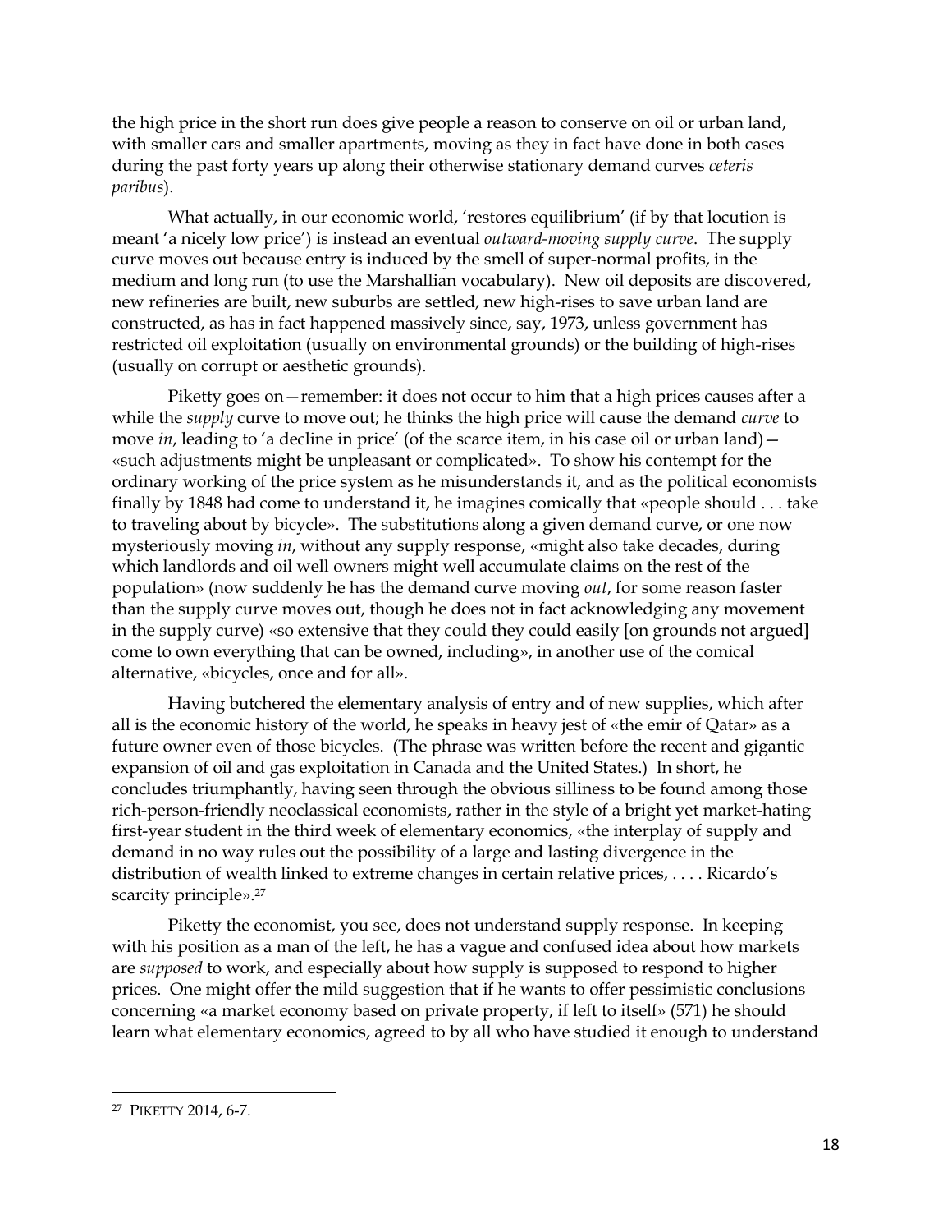the high price in the short run does give people a reason to conserve on oil or urban land, with smaller cars and smaller apartments, moving as they in fact have done in both cases during the past forty years up along their otherwise stationary demand curves *ceteris paribus*).

What actually, in our economic world, 'restores equilibrium' (if by that locution is meant 'a nicely low price') is instead an eventual *outward-moving supply curve*. The supply curve moves out because entry is induced by the smell of super-normal profits, in the medium and long run (to use the Marshallian vocabulary). New oil deposits are discovered, new refineries are built, new suburbs are settled, new high-rises to save urban land are constructed, as has in fact happened massively since, say, 1973, unless government has restricted oil exploitation (usually on environmental grounds) or the building of high-rises (usually on corrupt or aesthetic grounds).

Piketty goes on—remember: it does not occur to him that a high prices causes after a while the *supply* curve to move out; he thinks the high price will cause the demand *curve* to move *in*, leading to 'a decline in price' (of the scarce item, in his case oil or urban land)—«such adjustments might be unpleasant or complicated». To show his contempt for the ordinary working of the price system as he misunderstands it, and as the political economists finally by 1848 had come to understand it, he imagines comically that «people should . . . take to traveling about by bicycle». The substitutions along a given demand curve, or one now mysteriously moving *in*, without any supply response, «might also take decades, during which landlords and oil well owners might well accumulate claims on the rest of the population» (now suddenly he has the demand curve moving *out*, for some reason faster than the supply curve moves out, though he does not in fact acknowledging any movement in the supply curve) «so extensive that they could they could easily [on grounds not argued] come to own everything that can be owned, including», in another use of the comical alternative, «bicycles, once and for all».

Having butchered the elementary analysis of entry and of new supplies, which after all is the economic history of the world, he speaks in heavy jest of «the emir of Qatar» as a future owner even of those bicycles. (The phrase was written before the recent and gigantic expansion of oil and gas exploitation in Canada and the United States.) In short, he concludes triumphantly, having seen through the obvious silliness to be found among those rich-person-friendly neoclassical economists, rather in the style of a bright yet market-hating first-year student in the third week of elementary economics, «the interplay of supply and demand in no way rules out the possibility of a large and lasting divergence in the distribution of wealth linked to extreme changes in certain relative prices, . . . . Ricardo's scarcity principle».[27]

Piketty the economist, you see, does not understand supply response. In keeping with his position as a man of the left, he has a vague and confused idea about how markets are *supposed* to work, and especially about how supply is supposed to respond to higher prices. One might offer the mild suggestion that if he wants to offer pessimistic conclusions concerning «a market economy based on private property, if left to itself» (571) he should learn what elementary economics, agreed to by all who have studied it enough to understand

---

[27] PIKETTY 2014, 6-7.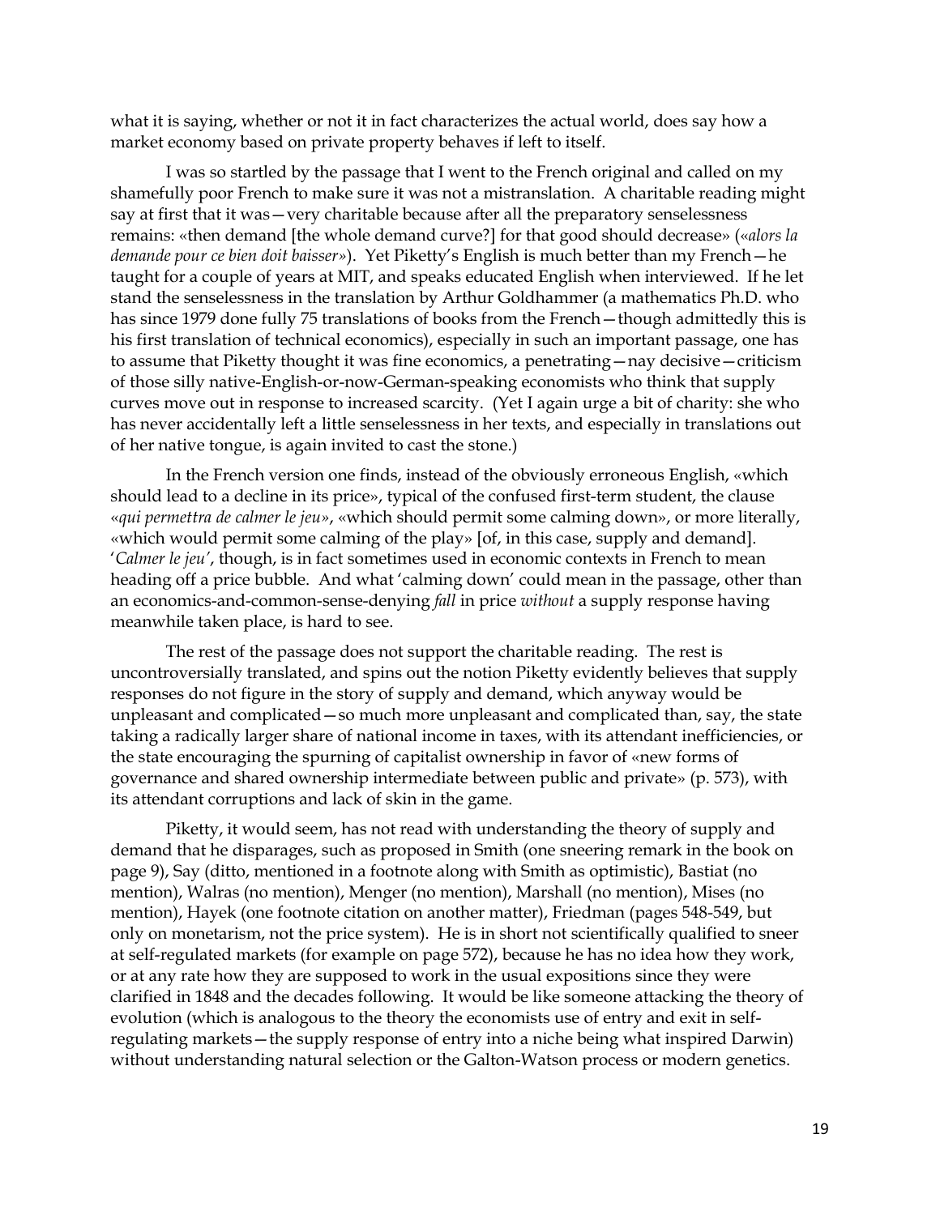what it is saying, whether or not it in fact characterizes the actual world, does say how a market economy based on private property behaves if left to itself.

I was so startled by the passage that I went to the French original and called on my shamefully poor French to make sure it was not a mistranslation. A charitable reading might say at first that it was—very charitable because after all the preparatory senselessness remains: «then demand [the whole demand curve?] for that good should decrease» (*«alors la demande pour ce bien doit baisser»*). Yet Piketty's English is much better than my French—he taught for a couple of years at MIT, and speaks educated English when interviewed. If he let stand the senselessness in the translation by Arthur Goldhammer (a mathematics Ph.D. who has since 1979 done fully 75 translations of books from the French—though admittedly this is his first translation of technical economics), especially in such an important passage, one has to assume that Piketty thought it was fine economics, a penetrating—nay decisive—criticism of those silly native-English-or-now-German-speaking economists who think that supply curves move out in response to increased scarcity. (Yet I again urge a bit of charity: she who has never accidentally left a little senselessness in her texts, and especially in translations out of her native tongue, is again invited to cast the stone.)

In the French version one finds, instead of the obviously erroneous English, «which should lead to a decline in its price», typical of the confused first-term student, the clause «*qui permettra de calmer le jeu*», «which should permit some calming down», or more literally, «which would permit some calming of the play» [of, in this case, supply and demand]. '*Calmer le jeu*', though, is in fact sometimes used in economic contexts in French to mean heading off a price bubble. And what 'calming down' could mean in the passage, other than an economics-and-common-sense-denying *fall* in price *without* a supply response having meanwhile taken place, is hard to see.

The rest of the passage does not support the charitable reading. The rest is uncontroversially translated, and spins out the notion Piketty evidently believes that supply responses do not figure in the story of supply and demand, which anyway would be unpleasant and complicated—so much more unpleasant and complicated than, say, the state taking a radically larger share of national income in taxes, with its attendant inefficiencies, or the state encouraging the spurning of capitalist ownership in favor of «new forms of governance and shared ownership intermediate between public and private» (p. 573), with its attendant corruptions and lack of skin in the game.

Piketty, it would seem, has not read with understanding the theory of supply and demand that he disparages, such as proposed in Smith (one sneering remark in the book on page 9), Say (ditto, mentioned in a footnote along with Smith as optimistic), Bastiat (no mention), Walras (no mention), Menger (no mention), Marshall (no mention), Mises (no mention), Hayek (one footnote citation on another matter), Friedman (pages 548-549, but only on monetarism, not the price system). He is in short not scientifically qualified to sneer at self-regulated markets (for example on page 572), because he has no idea how they work, or at any rate how they are supposed to work in the usual expositions since they were clarified in 1848 and the decades following. It would be like someone attacking the theory of evolution (which is analogous to the theory the economists use of entry and exit in self-regulating markets—the supply response of entry into a niche being what inspired Darwin) without understanding natural selection or the Galton-Watson process or modern genetics.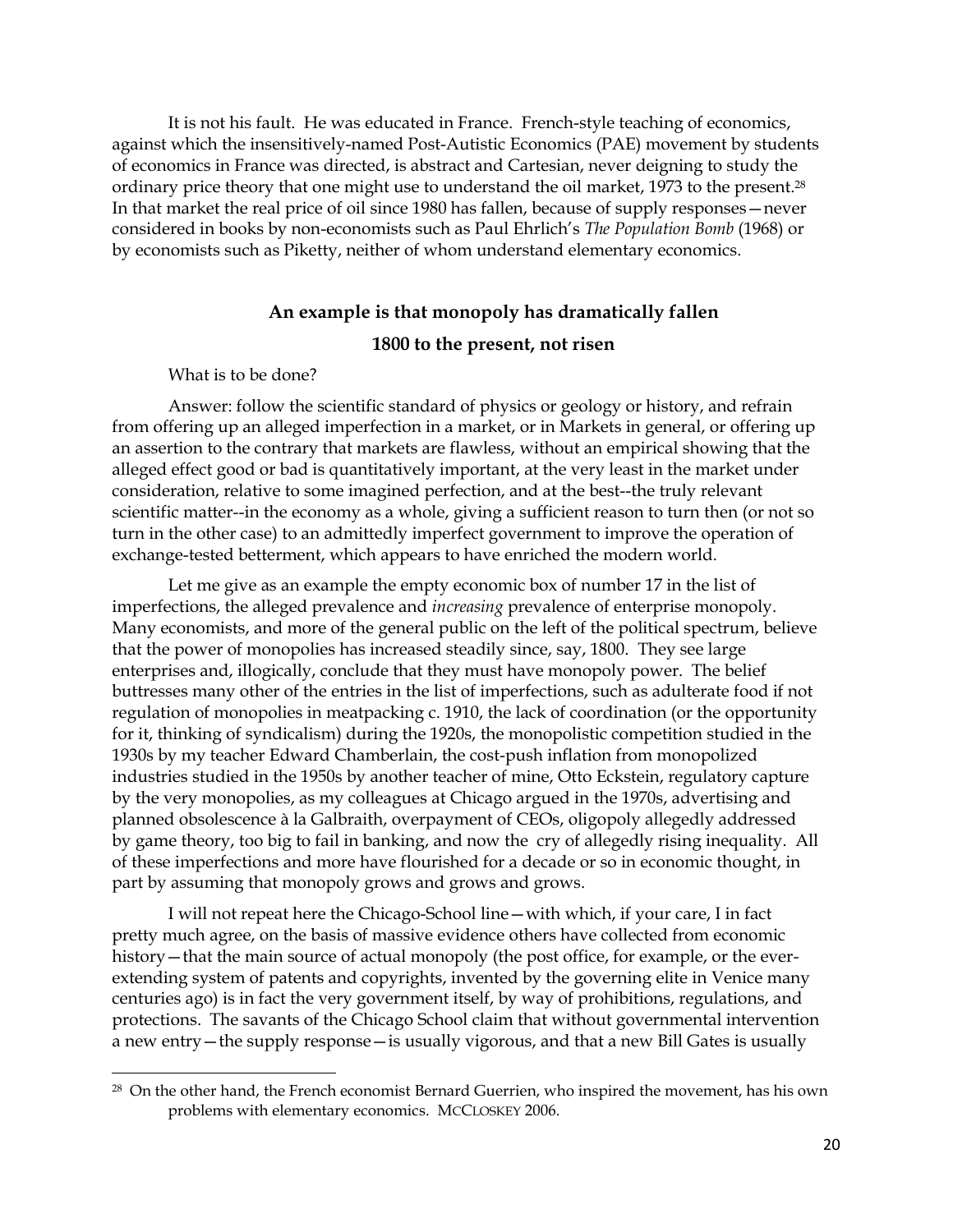It is not his fault. He was educated in France. French-style teaching of economics, against which the insensitively-named Post-Autistic Economics (PAE) movement by students of economics in France was directed, is abstract and Cartesian, never deigning to study the ordinary price theory that one might use to understand the oil market, 1973 to the present.[28] In that market the real price of oil since 1980 has fallen, because of supply responses—never considered in books by non-economists such as Paul Ehrlich's *The Population Bomb* (1968) or by economists such as Piketty, neither of whom understand elementary economics.

## An example is that monopoly has dramatically fallen 1800 to the present, not risen

What is to be done?

Answer: follow the scientific standard of physics or geology or history, and refrain from offering up an alleged imperfection in a market, or in Markets in general, or offering up an assertion to the contrary that markets are flawless, without an empirical showing that the alleged effect good or bad is quantitatively important, at the very least in the market under consideration, relative to some imagined perfection, and at the best--the truly relevant scientific matter--in the economy as a whole, giving a sufficient reason to turn then (or not so turn in the other case) to an admittedly imperfect government to improve the operation of exchange-tested betterment, which appears to have enriched the modern world.

Let me give as an example the empty economic box of number 17 in the list of imperfections, the alleged prevalence and *increasing* prevalence of enterprise monopoly. Many economists, and more of the general public on the left of the political spectrum, believe that the power of monopolies has increased steadily since, say, 1800. They see large enterprises and, illogically, conclude that they must have monopoly power. The belief buttresses many other of the entries in the list of imperfections, such as adulterate food if not regulation of monopolies in meatpacking c. 1910, the lack of coordination (or the opportunity for it, thinking of syndicalism) during the 1920s, the monopolistic competition studied in the 1930s by my teacher Edward Chamberlain, the cost-push inflation from monopolized industries studied in the 1950s by another teacher of mine, Otto Eckstein, regulatory capture by the very monopolies, as my colleagues at Chicago argued in the 1970s, advertising and planned obsolescence à la Galbraith, overpayment of CEOs, oligopoly allegedly addressed by game theory, too big to fail in banking, and now the cry of allegedly rising inequality. All of these imperfections and more have flourished for a decade or so in economic thought, in part by assuming that monopoly grows and grows and grows.

I will not repeat here the Chicago-School line—with which, if your care, I in fact pretty much agree, on the basis of massive evidence others have collected from economic history—that the main source of actual monopoly (the post office, for example, or the ever-extending system of patents and copyrights, invented by the governing elite in Venice many centuries ago) is in fact the very government itself, by way of prohibitions, regulations, and protections. The savants of the Chicago School claim that without governmental intervention a new entry—the supply response—is usually vigorous, and that a new Bill Gates is usually

---

[28] On the other hand, the French economist Bernard Guerrien, who inspired the movement, has his own problems with elementary economics. McCloskey 2006.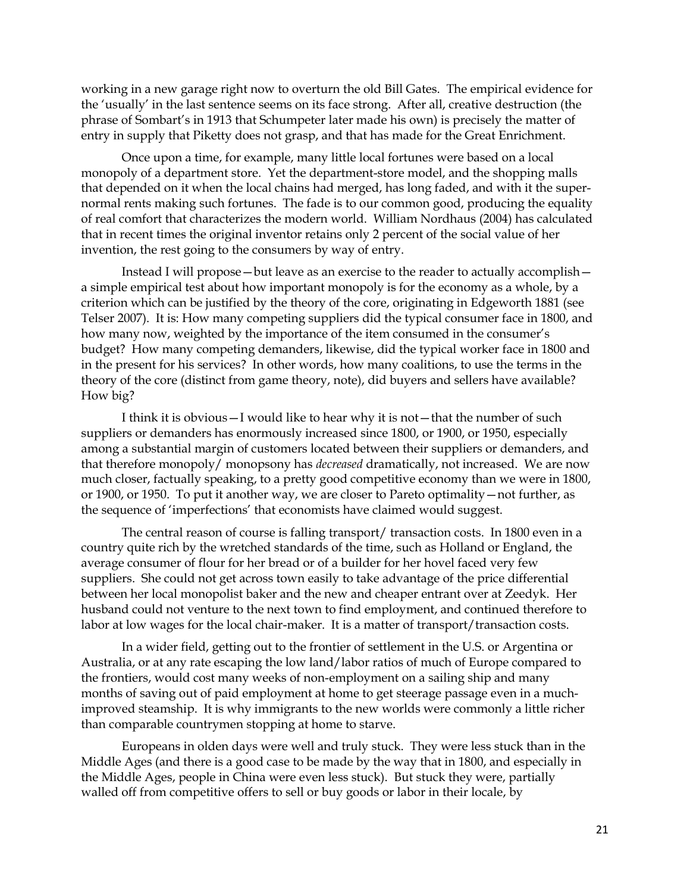working in a new garage right now to overturn the old Bill Gates. The empirical evidence for the 'usually' in the last sentence seems on its face strong. After all, creative destruction (the phrase of Sombart's in 1913 that Schumpeter later made his own) is precisely the matter of entry in supply that Piketty does not grasp, and that has made for the Great Enrichment.

Once upon a time, for example, many little local fortunes were based on a local monopoly of a department store. Yet the department-store model, and the shopping malls that depended on it when the local chains had merged, has long faded, and with it the super-normal rents making such fortunes. The fade is to our common good, producing the equality of real comfort that characterizes the modern world. William Nordhaus (2004) has calculated that in recent times the original inventor retains only 2 percent of the social value of her invention, the rest going to the consumers by way of entry.

Instead I will propose—but leave as an exercise to the reader to actually accomplish—a simple empirical test about how important monopoly is for the economy as a whole, by a criterion which can be justified by the theory of the core, originating in Edgeworth 1881 (see Telser 2007). It is: How many competing suppliers did the typical consumer face in 1800, and how many now, weighted by the importance of the item consumed in the consumer's budget? How many competing demanders, likewise, did the typical worker face in 1800 and in the present for his services? In other words, how many coalitions, to use the terms in the theory of the core (distinct from game theory, note), did buyers and sellers have available? How big?

I think it is obvious—I would like to hear why it is not—that the number of such suppliers or demanders has enormously increased since 1800, or 1900, or 1950, especially among a substantial margin of customers located between their suppliers or demanders, and that therefore monopoly/ monopsony has *decreased* dramatically, not increased. We are now much closer, factually speaking, to a pretty good competitive economy than we were in 1800, or 1900, or 1950. To put it another way, we are closer to Pareto optimality—not further, as the sequence of 'imperfections' that economists have claimed would suggest.

The central reason of course is falling transport/ transaction costs. In 1800 even in a country quite rich by the wretched standards of the time, such as Holland or England, the average consumer of flour for her bread or of a builder for her hovel faced very few suppliers. She could not get across town easily to take advantage of the price differential between her local monopolist baker and the new and cheaper entrant over at Zeedyk. Her husband could not venture to the next town to find employment, and continued therefore to labor at low wages for the local chair-maker. It is a matter of transport/transaction costs.

In a wider field, getting out to the frontier of settlement in the U.S. or Argentina or Australia, or at any rate escaping the low land/labor ratios of much of Europe compared to the frontiers, would cost many weeks of non-employment on a sailing ship and many months of saving out of paid employment at home to get steerage passage even in a much-improved steamship. It is why immigrants to the new worlds were commonly a little richer than comparable countrymen stopping at home to starve.

Europeans in olden days were well and truly stuck. They were less stuck than in the Middle Ages (and there is a good case to be made by the way that in 1800, and especially in the Middle Ages, people in China were even less stuck). But stuck they were, partially walled off from competitive offers to sell or buy goods or labor in their locale, by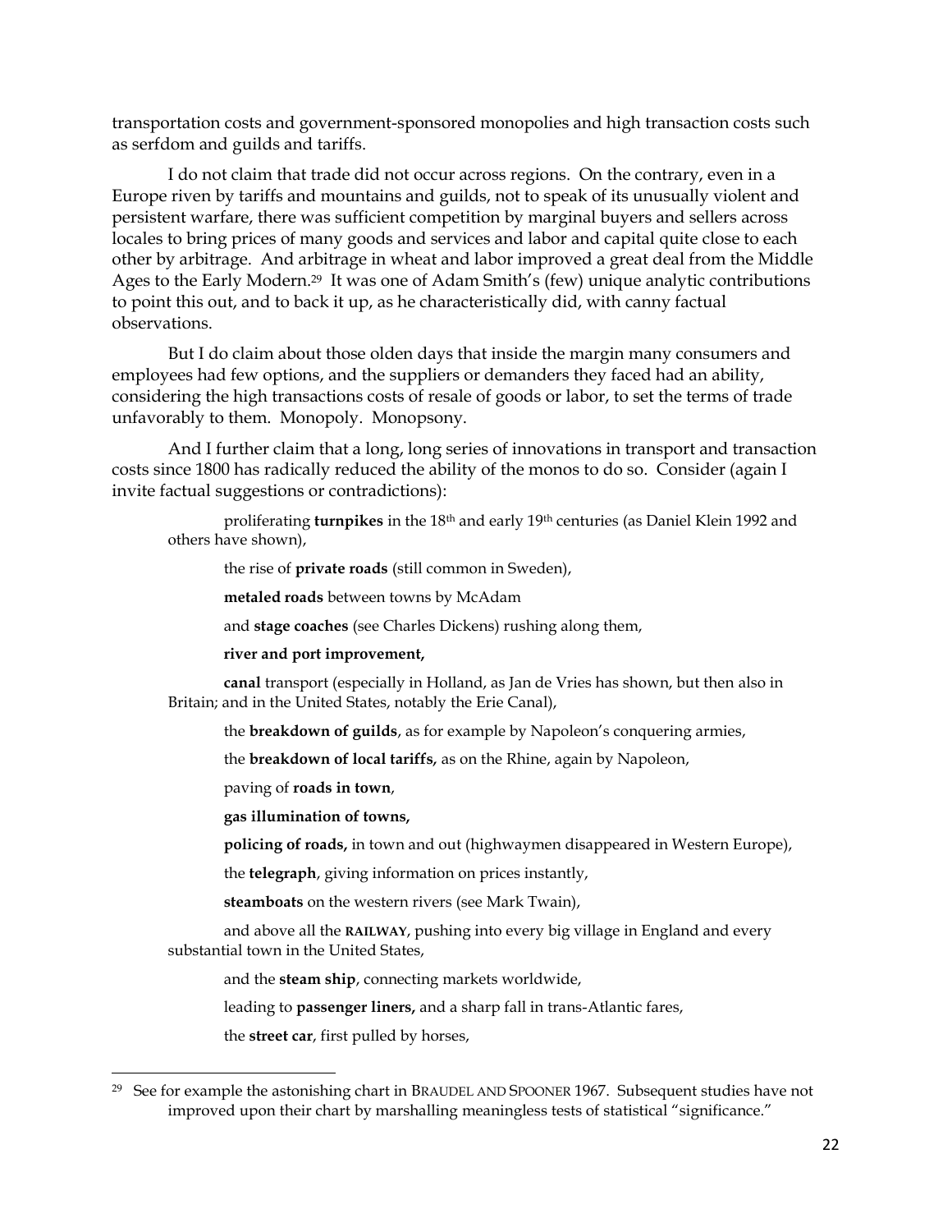transportation costs and government-sponsored monopolies and high transaction costs such as serfdom and guilds and tariffs.

I do not claim that trade did not occur across regions. On the contrary, even in a Europe riven by tariffs and mountains and guilds, not to speak of its unusually violent and persistent warfare, there was sufficient competition by marginal buyers and sellers across locales to bring prices of many goods and services and labor and capital quite close to each other by arbitrage. And arbitrage in wheat and labor improved a great deal from the Middle Ages to the Early Modern.[29] It was one of Adam Smith's (few) unique analytic contributions to point this out, and to back it up, as he characteristically did, with canny factual observations.

But I do claim about those olden days that inside the margin many consumers and employees had few options, and the suppliers or demanders they faced had an ability, considering the high transactions costs of resale of goods or labor, to set the terms of trade unfavorably to them. Monopoly. Monopsony.

And I further claim that a long, long series of innovations in transport and transaction costs since 1800 has radically reduced the ability of the monos to do so. Consider (again I invite factual suggestions or contradictions):

proliferating **turnpikes** in the 18th and early 19th centuries (as Daniel Klein 1992 and others have shown),

the rise of **private roads** (still common in Sweden),

**metaled roads** between towns by McAdam

and **stage coaches** (see Charles Dickens) rushing along them,

**river and port improvement,**

**canal** transport (especially in Holland, as Jan de Vries has shown, but then also in Britain; and in the United States, notably the Erie Canal),

the **breakdown of guilds**, as for example by Napoleon's conquering armies,

the **breakdown of local tariffs,** as on the Rhine, again by Napoleon,

paving of **roads in town**,

**gas illumination of towns,**

**policing of roads,** in town and out (highwaymen disappeared in Western Europe),

the **telegraph**, giving information on prices instantly,

**steamboats** on the western rivers (see Mark Twain),

and above all the **RAILWAY**, pushing into every big village in England and every substantial town in the United States,

and the **steam ship**, connecting markets worldwide,

leading to **passenger liners,** and a sharp fall in trans-Atlantic fares,

the **street car**, first pulled by horses,

---

[29] See for example the astonishing chart in BRAUDEL AND SPOONER 1967. Subsequent studies have not improved upon their chart by marshalling meaningless tests of statistical "significance."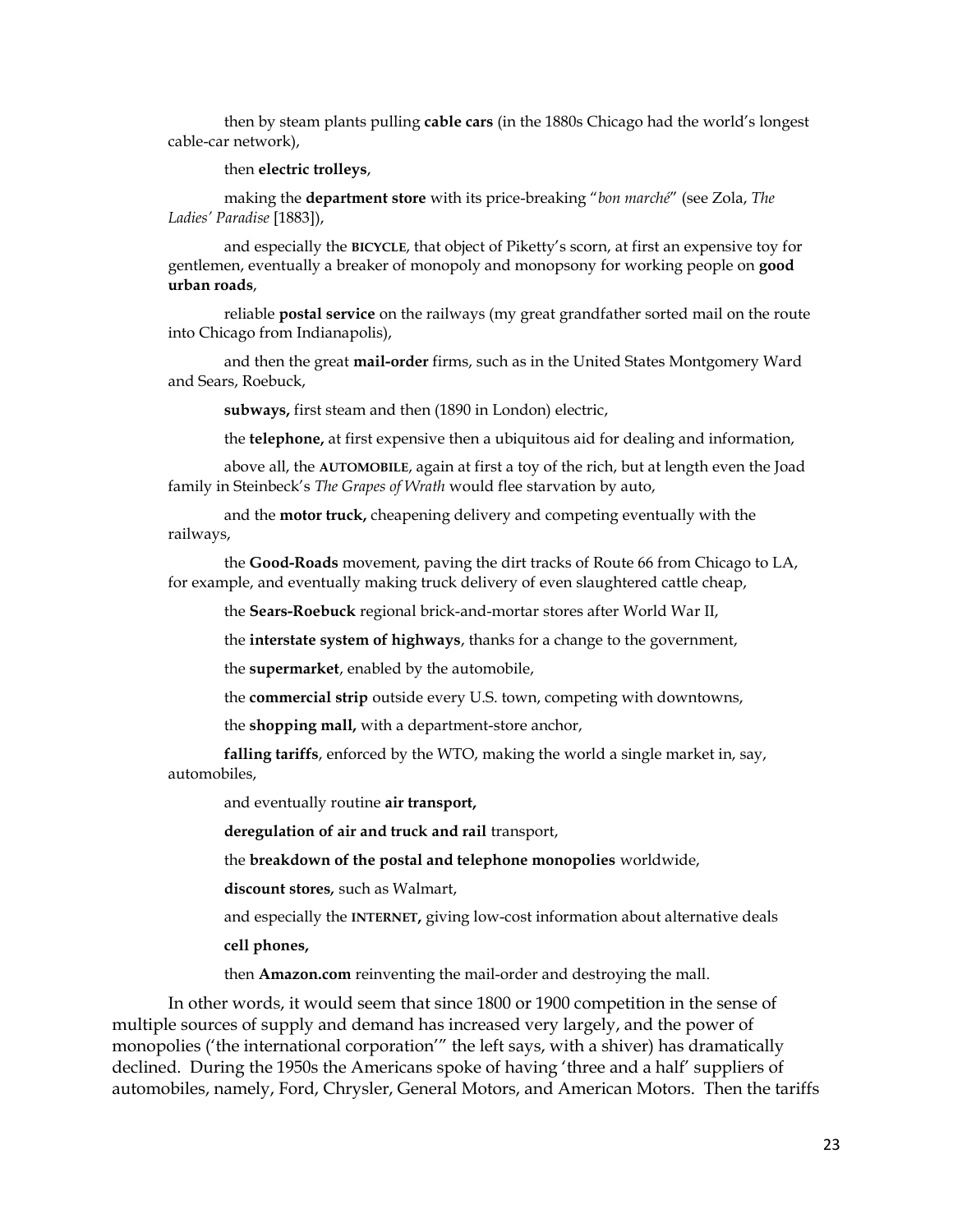then by steam plants pulling **cable cars** (in the 1880s Chicago had the world's longest cable-car network),

then **electric trolleys**,

making the **department store** with its price-breaking "*bon marché*" (see Zola, *The Ladies' Paradise* [1883]),

and especially the **BICYCLE**, that object of Piketty's scorn, at first an expensive toy for gentlemen, eventually a breaker of monopoly and monopsony for working people on **good urban roads**,

reliable **postal service** on the railways (my great grandfather sorted mail on the route into Chicago from Indianapolis),

and then the great **mail-order** firms, such as in the United States Montgomery Ward and Sears, Roebuck,

**subways,** first steam and then (1890 in London) electric,

the **telephone,** at first expensive then a ubiquitous aid for dealing and information,

above all, the **AUTOMOBILE**, again at first a toy of the rich, but at length even the Joad family in Steinbeck's *The Grapes of Wrath* would flee starvation by auto,

and the **motor truck,** cheapening delivery and competing eventually with the railways,

the **Good-Roads** movement, paving the dirt tracks of Route 66 from Chicago to LA, for example, and eventually making truck delivery of even slaughtered cattle cheap,

the **Sears-Roebuck** regional brick-and-mortar stores after World War II,

the **interstate system of highways**, thanks for a change to the government,

the **supermarket**, enabled by the automobile,

the **commercial strip** outside every U.S. town, competing with downtowns,

the **shopping mall,** with a department-store anchor,

**falling tariffs**, enforced by the WTO, making the world a single market in, say, automobiles,

and eventually routine **air transport,**

**deregulation of air and truck and rail** transport,

the **breakdown of the postal and telephone monopolies** worldwide,

**discount stores,** such as Walmart,

and especially the **INTERNET,** giving low-cost information about alternative deals

**cell phones,**

then **Amazon.com** reinventing the mail-order and destroying the mall.

In other words, it would seem that since 1800 or 1900 competition in the sense of multiple sources of supply and demand has increased very largely, and the power of monopolies ('the international corporation'" the left says, with a shiver) has dramatically declined. During the 1950s the Americans spoke of having 'three and a half' suppliers of automobiles, namely, Ford, Chrysler, General Motors, and American Motors. Then the tariffs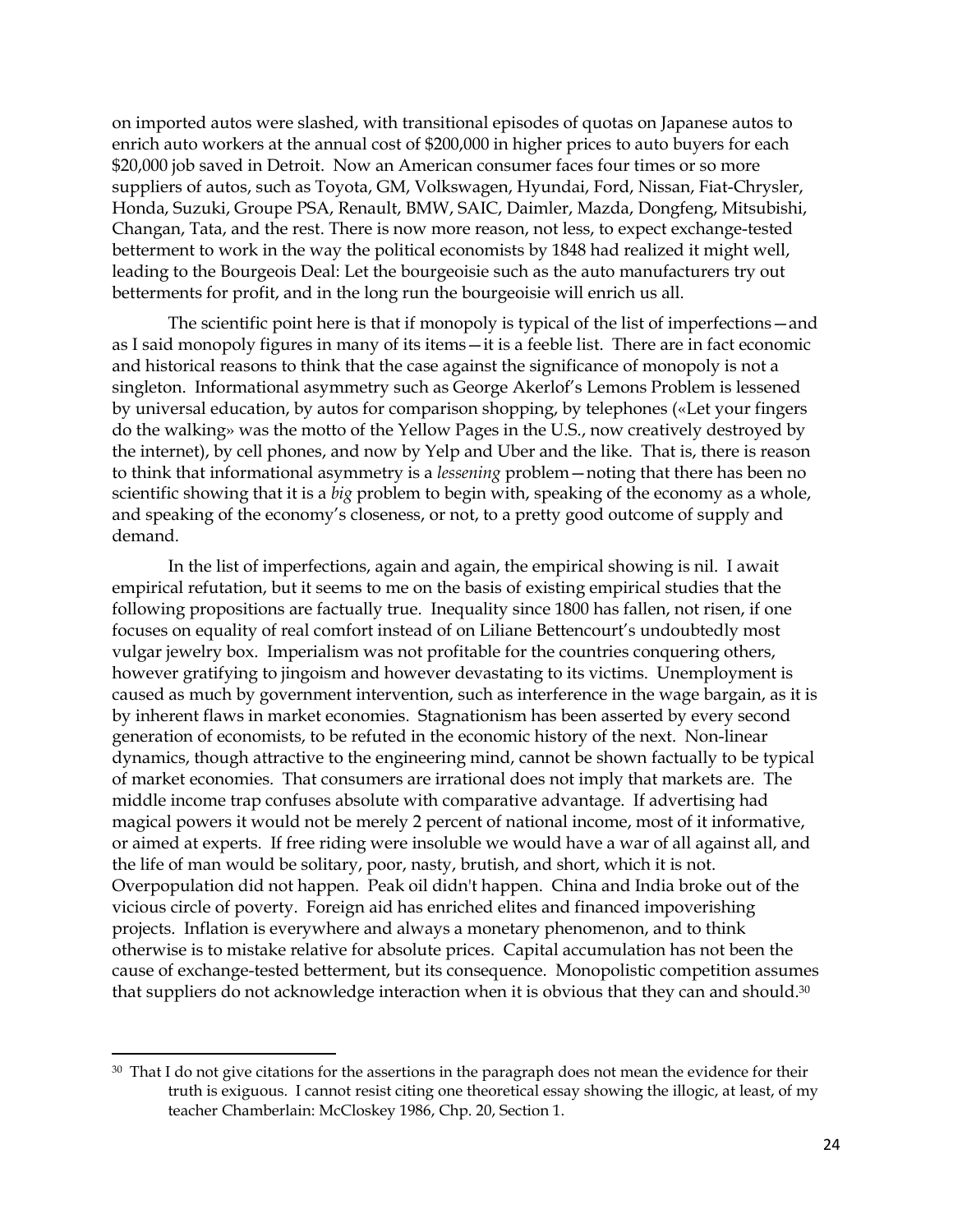on imported autos were slashed, with transitional episodes of quotas on Japanese autos to enrich auto workers at the annual cost of $200,000 in higher prices to auto buyers for each $20,000 job saved in Detroit. Now an American consumer faces four times or so more suppliers of autos, such as Toyota, GM, Volkswagen, Hyundai, Ford, Nissan, Fiat-Chrysler, Honda, Suzuki, Groupe PSA, Renault, BMW, SAIC, Daimler, Mazda, Dongfeng, Mitsubishi, Changan, Tata, and the rest. There is now more reason, not less, to expect exchange-tested betterment to work in the way the political economists by 1848 had realized it might well, leading to the Bourgeois Deal: Let the bourgeoisie such as the auto manufacturers try out betterments for profit, and in the long run the bourgeoisie will enrich us all.

The scientific point here is that if monopoly is typical of the list of imperfections—and as I said monopoly figures in many of its items—it is a feeble list. There are in fact economic and historical reasons to think that the case against the significance of monopoly is not a singleton. Informational asymmetry such as George Akerlof's Lemons Problem is lessened by universal education, by autos for comparison shopping, by telephones («Let your fingers do the walking» was the motto of the Yellow Pages in the U.S., now creatively destroyed by the internet), by cell phones, and now by Yelp and Uber and the like. That is, there is reason to think that informational asymmetry is a *lessening* problem—noting that there has been no scientific showing that it is a *big* problem to begin with, speaking of the economy as a whole, and speaking of the economy's closeness, or not, to a pretty good outcome of supply and demand.

In the list of imperfections, again and again, the empirical showing is nil. I await empirical refutation, but it seems to me on the basis of existing empirical studies that the following propositions are factually true. Inequality since 1800 has fallen, not risen, if one focuses on equality of real comfort instead of on Liliane Bettencourt's undoubtedly most vulgar jewelry box. Imperialism was not profitable for the countries conquering others, however gratifying to jingoism and however devastating to its victims. Unemployment is caused as much by government intervention, such as interference in the wage bargain, as it is by inherent flaws in market economies. Stagnationism has been asserted by every second generation of economists, to be refuted in the economic history of the next. Non-linear dynamics, though attractive to the engineering mind, cannot be shown factually to be typical of market economies. That consumers are irrational does not imply that markets are. The middle income trap confuses absolute with comparative advantage. If advertising had magical powers it would not be merely 2 percent of national income, most of it informative, or aimed at experts. If free riding were insoluble we would have a war of all against all, and the life of man would be solitary, poor, nasty, brutish, and short, which it is not. Overpopulation did not happen. Peak oil didn't happen. China and India broke out of the vicious circle of poverty. Foreign aid has enriched elites and financed impoverishing projects. Inflation is everywhere and always a monetary phenomenon, and to think otherwise is to mistake relative for absolute prices. Capital accumulation has not been the cause of exchange-tested betterment, but its consequence. Monopolistic competition assumes that suppliers do not acknowledge interaction when it is obvious that they can and should.[30]

[30] That I do not give citations for the assertions in the paragraph does not mean the evidence for their truth is exiguous. I cannot resist citing one theoretical essay showing the illogic, at least, of my teacher Chamberlain: McCloskey 1986, Chp. 20, Section 1.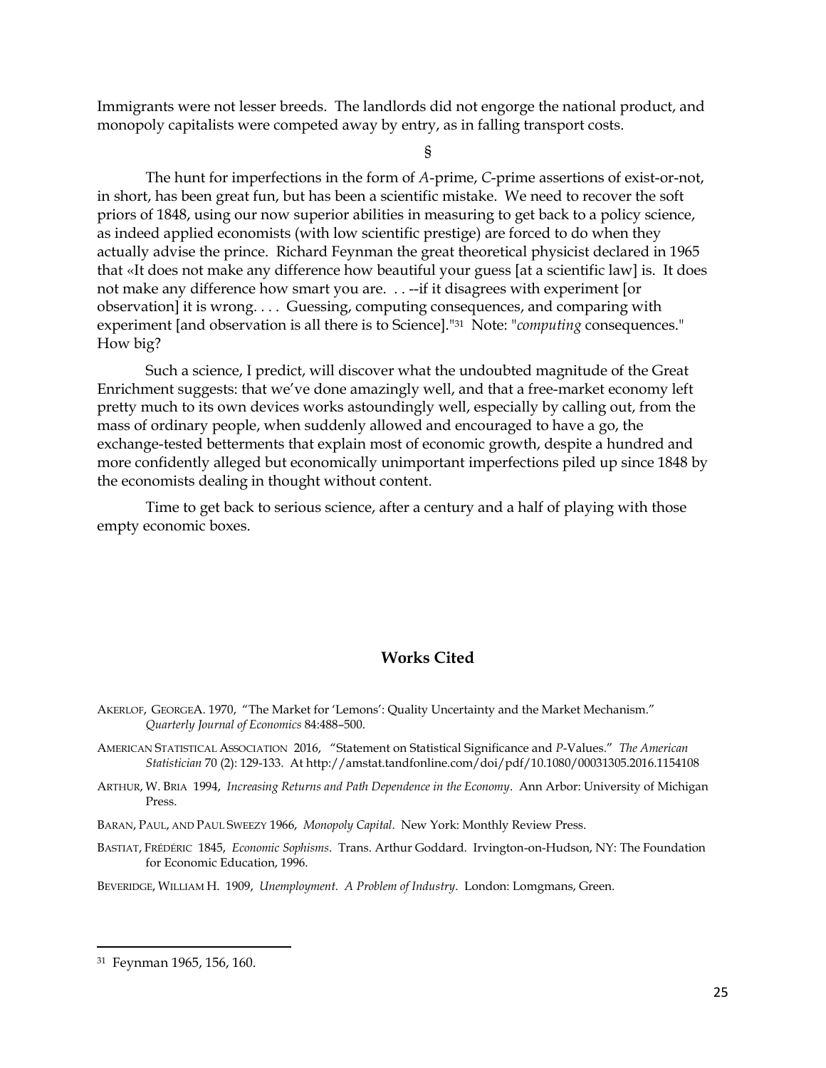Immigrants were not lesser breeds. The landlords did not engorge the national product, and monopoly capitalists were competed away by entry, as in falling transport costs.

§

The hunt for imperfections in the form of *A*-prime, *C*-prime assertions of exist-or-not, in short, has been great fun, but has been a scientific mistake. We need to recover the soft priors of 1848, using our now superior abilities in measuring to get back to a policy science, as indeed applied economists (with low scientific prestige) are forced to do when they actually advise the prince. Richard Feynman the great theoretical physicist declared in 1965 that «It does not make any difference how beautiful your guess [at a scientific law] is. It does not make any difference how smart you are. . . --if it disagrees with experiment [or observation] it is wrong. . . . Guessing, computing consequences, and comparing with experiment [and observation is all there is to Science]."[31] Note: "*computing* consequences." How big?

Such a science, I predict, will discover what the undoubted magnitude of the Great Enrichment suggests: that we've done amazingly well, and that a free-market economy left pretty much to its own devices works astoundingly well, especially by calling out, from the mass of ordinary people, when suddenly allowed and encouraged to have a go, the exchange-tested betterments that explain most of economic growth, despite a hundred and more confidently alleged but economically unimportant imperfections piled up since 1848 by the economists dealing in thought without content.

Time to get back to serious science, after a century and a half of playing with those empty economic boxes.

## Works Cited

AKERLOF, GEORGEA. 1970, "The Market for 'Lemons': Quality Uncertainty and the Market Mechanism." *Quarterly Journal of Economics* 84:488–500.

AMERICAN STATISTICAL ASSOCIATION 2016, "Statement on Statistical Significance and *P*-Values." *The American Statistician* 70 (2): 129-133. At http://amstat.tandfonline.com/doi/pdf/10.1080/00031305.2016.1154108

ARTHUR, W. BRIA 1994, *Increasing Returns and Path Dependence in the Economy*. Ann Arbor: University of Michigan Press.

BARAN, PAUL, AND PAUL SWEEZY 1966, *Monopoly Capital*. New York: Monthly Review Press.

BASTIAT, FRÉDÉRIC 1845, *Economic Sophisms*. Trans. Arthur Goddard. Irvington-on-Hudson, NY: The Foundation for Economic Education, 1996.

BEVERIDGE, WILLIAM H. 1909, *Unemployment. A Problem of Industry*. London: Lomgmans, Green.

---

[31] Feynman 1965, 156, 160.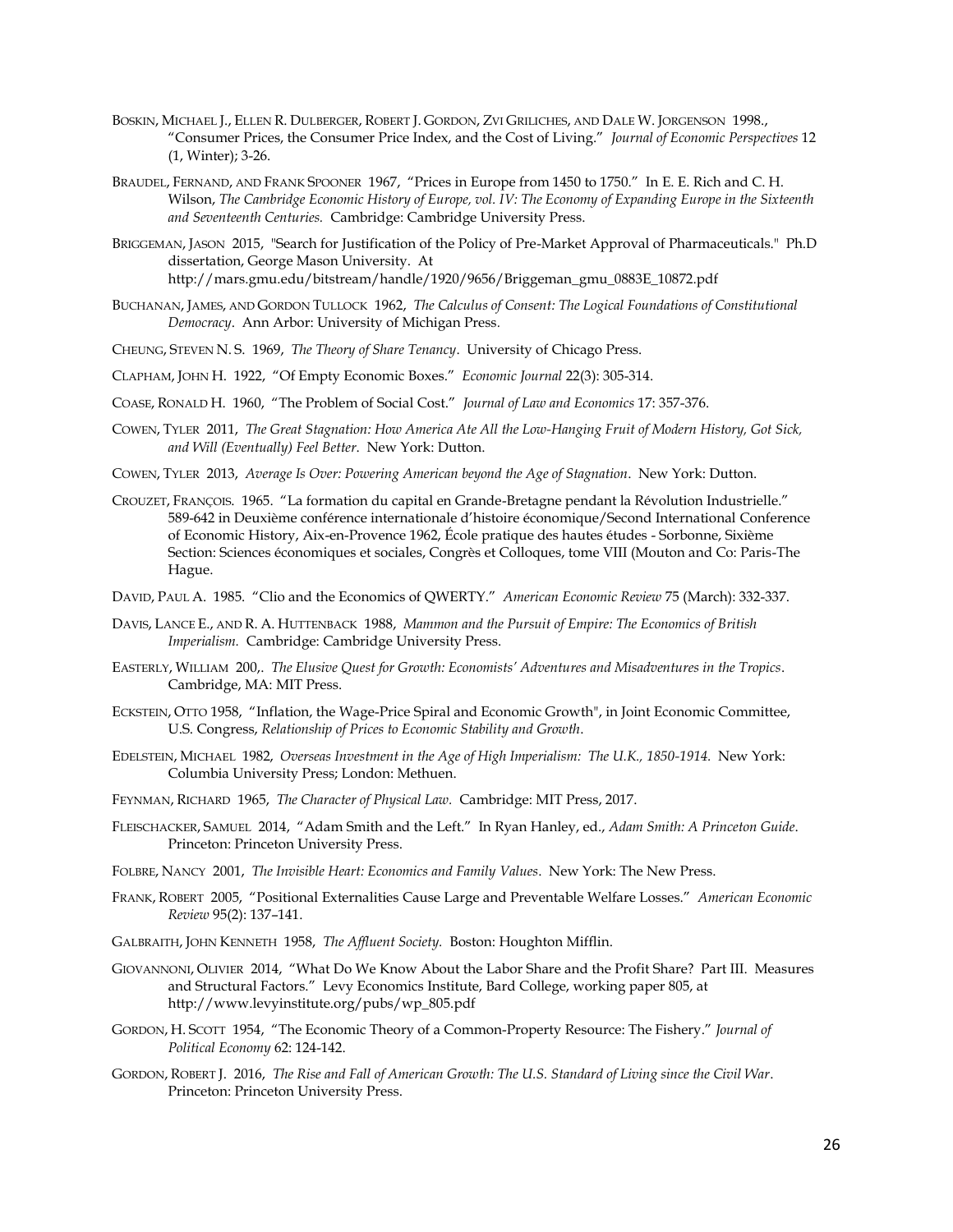Boskin, Michael J., Ellen R. Dulberger, Robert J. Gordon, Zvi Griliches, and Dale W. Jorgenson 1998., "Consumer Prices, the Consumer Price Index, and the Cost of Living." *Journal of Economic Perspectives* 12 (1, Winter); 3-26.

Braudel, Fernand, and Frank Spooner 1967, "Prices in Europe from 1450 to 1750." In E. E. Rich and C. H. Wilson, *The Cambridge Economic History of Europe, vol. IV: The Economy of Expanding Europe in the Sixteenth and Seventeenth Centuries.* Cambridge: Cambridge University Press.

Briggeman, Jason 2015, "Search for Justification of the Policy of Pre-Market Approval of Pharmaceuticals." Ph.D dissertation, George Mason University. At http://mars.gmu.edu/bitstream/handle/1920/9656/Briggeman_gmu_0883E_10872.pdf

Buchanan, James, and Gordon Tullock 1962, *The Calculus of Consent: The Logical Foundations of Constitutional Democracy*. Ann Arbor: University of Michigan Press.

Cheung, Steven N. S. 1969, *The Theory of Share Tenancy*. University of Chicago Press.

Clapham, John H. 1922, "Of Empty Economic Boxes." *Economic Journal* 22(3): 305-314.

Coase, Ronald H. 1960, "The Problem of Social Cost." *Journal of Law and Economics* 17: 357-376.

Cowen, Tyler 2011, *The Great Stagnation: How America Ate All the Low-Hanging Fruit of Modern History, Got Sick, and Will (Eventually) Feel Better*. New York: Dutton.

Cowen, Tyler 2013, *Average Is Over: Powering American beyond the Age of Stagnation*. New York: Dutton.

Crouzet, François. 1965. "La formation du capital en Grande-Bretagne pendant la Révolution Industrielle." 589-642 in Deuxième conférence internationale d'histoire économique/Second International Conference of Economic History, Aix-en-Provence 1962, École pratique des hautes études - Sorbonne, Sixième Section: Sciences économiques et sociales, Congrès et Colloques, tome VIII (Mouton and Co: Paris-The Hague.

David, Paul A. 1985. "Clio and the Economics of QWERTY." *American Economic Review* 75 (March): 332-337.

Davis, Lance E., and R. A. Huttenback 1988, *Mammon and the Pursuit of Empire: The Economics of British Imperialism.* Cambridge: Cambridge University Press.

Easterly, William 200,. *The Elusive Quest for Growth: Economists' Adventures and Misadventures in the Tropics*. Cambridge, MA: MIT Press.

Eckstein, Otto 1958, "Inflation, the Wage-Price Spiral and Economic Growth", in Joint Economic Committee, U.S. Congress, *Relationship of Prices to Economic Stability and Growth*.

Edelstein, Michael 1982, *Overseas Investment in the Age of High Imperialism: The U.K., 1850-1914.* New York: Columbia University Press; London: Methuen.

Feynman, Richard 1965, *The Character of Physical Law.* Cambridge: MIT Press, 2017.

Fleischacker, Samuel 2014, "Adam Smith and the Left." In Ryan Hanley, ed., *Adam Smith: A Princeton Guide*. Princeton: Princeton University Press.

Folbre, Nancy 2001, *The Invisible Heart: Economics and Family Values*. New York: The New Press.

Frank, Robert 2005, "Positional Externalities Cause Large and Preventable Welfare Losses." *American Economic Review* 95(2): 137–141.

Galbraith, John Kenneth 1958, *The Affluent Society.* Boston: Houghton Mifflin.

Giovannoni, Olivier 2014, "What Do We Know About the Labor Share and the Profit Share? Part III. Measures and Structural Factors." Levy Economics Institute, Bard College, working paper 805, at http://www.levyinstitute.org/pubs/wp_805.pdf

Gordon, H. Scott 1954, "The Economic Theory of a Common-Property Resource: The Fishery." *Journal of Political Economy* 62: 124-142.

Gordon, Robert J. 2016, *The Rise and Fall of American Growth: The U.S. Standard of Living since the Civil War*. Princeton: Princeton University Press.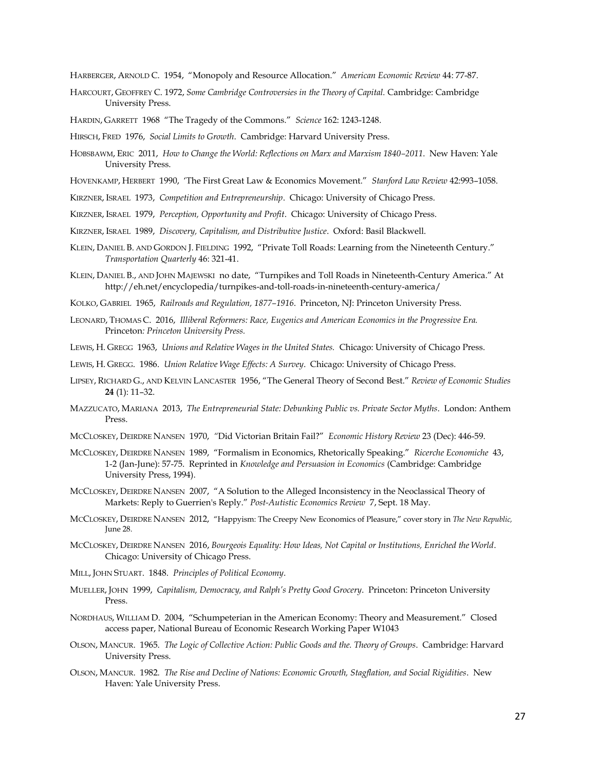HARBERGER, ARNOLD C. 1954, "Monopoly and Resource Allocation." *American Economic Review* 44: 77-87.

HARCOURT, GEOFFREY C. 1972, *Some Cambridge Controversies in the Theory of Capital.* Cambridge: Cambridge University Press.

HARDIN, GARRETT 1968 "The Tragedy of the Commons." *Science* 162: 1243-1248.

HIRSCH, FRED 1976, *Social Limits to Growth*. Cambridge: Harvard University Press.

HOBSBAWM, ERIC 2011, *How to Change the World: Reflections on Marx and Marxism 1840–2011.* New Haven: Yale University Press.

HOVENKAMP, HERBERT 1990, 'The First Great Law & Economics Movement." *Stanford Law Review* 42:993–1058.

KIRZNER, ISRAEL 1973, *Competition and Entrepreneurship*. Chicago: University of Chicago Press.

KIRZNER, ISRAEL 1979, *Perception, Opportunity and Profit*. Chicago: University of Chicago Press.

KIRZNER, ISRAEL 1989, *Discovery, Capitalism, and Distributive Justice*. Oxford: Basil Blackwell.

KLEIN, DANIEL B. AND GORDON J. FIELDING 1992, "Private Toll Roads: Learning from the Nineteenth Century." *Transportation Quarterly* 46: 321-41.

KLEIN, DANIEL B., AND JOHN MAJEWSKI no date, "Turnpikes and Toll Roads in Nineteenth-Century America." At http://eh.net/encyclopedia/turnpikes-and-toll-roads-in-nineteenth-century-america/

KOLKO, GABRIEL 1965, *Railroads and Regulation, 1877–1916*. Princeton, NJ: Princeton University Press.

LEONARD, THOMAS C. 2016, *Illiberal Reformers: Race, Eugenics and American Economics in the Progressive Era.* Princeton*: Princeton University Press.*

LEWIS, H. GREGG 1963, *Unions and Relative Wages in the United States.* Chicago: University of Chicago Press.

LEWIS, H. GREGG. 1986. *Union Relative Wage Effects: A Survey*. Chicago: University of Chicago Press.

LIPSEY, RICHARD G., AND KELVIN LANCASTER 1956, "The General Theory of Second Best." *Review of Economic Studies* **24** (1): 11–32.

MAZZUCATO, MARIANA 2013, *The Entrepreneurial State: Debunking Public vs. Private Sector Myths*. London: Anthem Press.

MCCLOSKEY, DEIRDRE NANSEN 1970, "Did Victorian Britain Fail?" *Economic History Review* 23 (Dec): 446-59.

MCCLOSKEY, DEIRDRE NANSEN 1989, "Formalism in Economics, Rhetorically Speaking." *Ricerche Economiche* 43, 1-2 (Jan-June): 57-75. Reprinted in *Knowledge and Persuasion in Economics* (Cambridge: Cambridge University Press, 1994).

MCCLOSKEY, DEIRDRE NANSEN 2007, "A Solution to the Alleged Inconsistency in the Neoclassical Theory of Markets: Reply to Guerrien's Reply." *Post-Autistic Economics Review* 7, Sept. 18 May.

MCCLOSKEY, DEIRDRE NANSEN 2012, "Happyism: The Creepy New Economics of Pleasure," cover story in *The New Republic,* June 28.

MCCLOSKEY, DEIRDRE NANSEN 2016, *Bourgeois Equality: How Ideas, Not Capital or Institutions, Enriched the World*. Chicago: University of Chicago Press.

MILL, JOHN STUART. 1848. *Principles of Political Economy*.

MUELLER, JOHN 1999, *Capitalism, Democracy, and Ralph's Pretty Good Grocery*. Princeton: Princeton University Press.

NORDHAUS, WILLIAM D. 2004, "Schumpeterian in the American Economy: Theory and Measurement." Closed access paper, National Bureau of Economic Research Working Paper W1043

OLSON, MANCUR. 1965. *The Logic of Collective Action: Public Goods and the. Theory of Groups*. Cambridge: Harvard University Press.

OLSON, MANCUR. 1982. *The Rise and Decline of Nations: Economic Growth, Stagflation, and Social Rigidities*. New Haven: Yale University Press.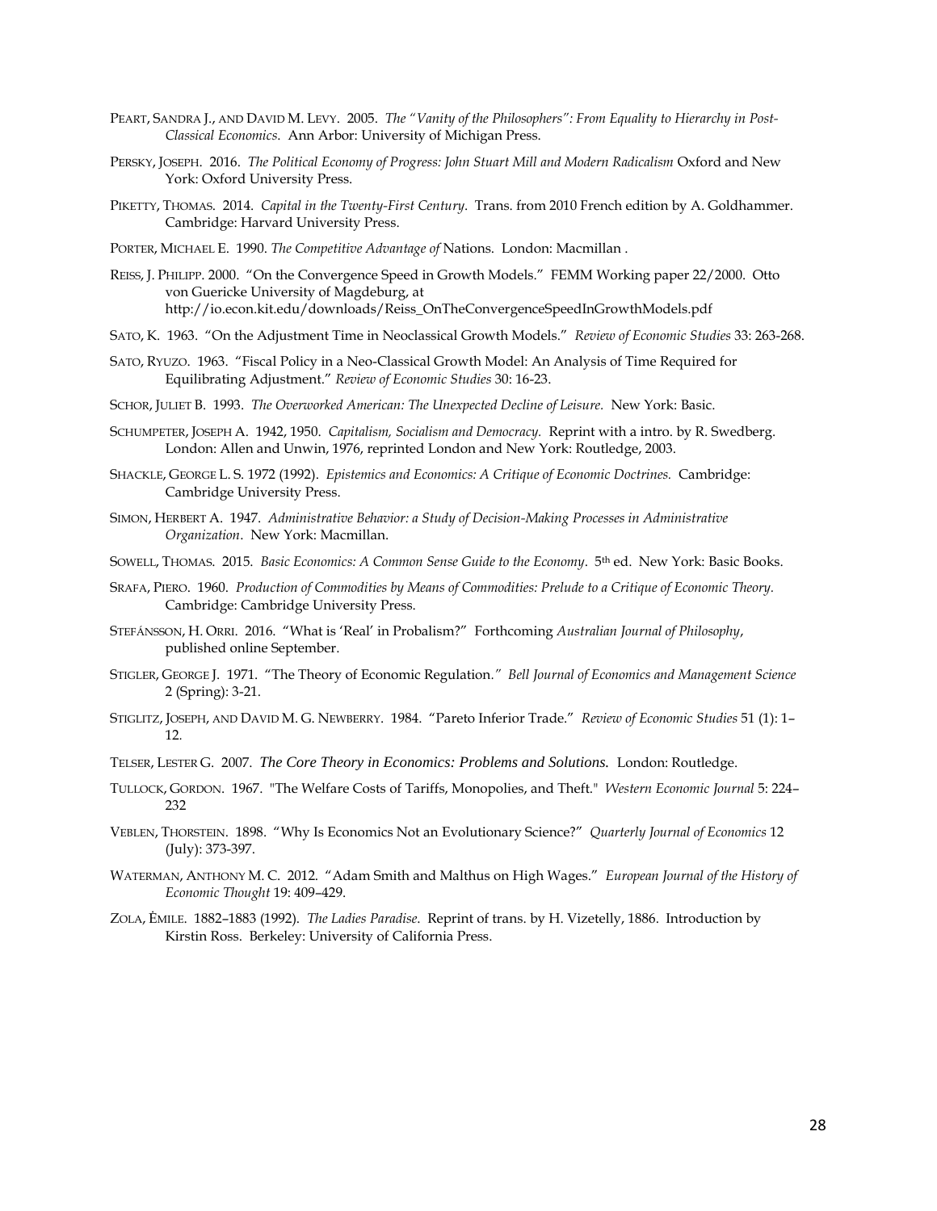Peart, Sandra J., and David M. Levy. 2005. *The "Vanity of the Philosophers": From Equality to Hierarchy in Post-Classical Economics*. Ann Arbor: University of Michigan Press.

Persky, Joseph. 2016. *The Political Economy of Progress: John Stuart Mill and Modern Radicalism* Oxford and New York: Oxford University Press.

Piketty, Thomas. 2014. *Capital in the Twenty-First Century*. Trans. from 2010 French edition by A. Goldhammer. Cambridge: Harvard University Press.

Porter, Michael E. 1990. *The Competitive Advantage of* Nations. London: Macmillan .

Reiss, J. Philipp. 2000. "On the Convergence Speed in Growth Models." FEMM Working paper 22/2000. Otto von Guericke University of Magdeburg, at http://io.econ.kit.edu/downloads/Reiss_OnTheConvergenceSpeedInGrowthModels.pdf

Sato, K. 1963. "On the Adjustment Time in Neoclassical Growth Models." *Review of Economic Studies* 33: 263-268.

Sato, Ryuzo. 1963. "Fiscal Policy in a Neo-Classical Growth Model: An Analysis of Time Required for Equilibrating Adjustment." *Review of Economic Studies* 30: 16-23.

Schor, Juliet B. 1993. *The Overworked American: The Unexpected Decline of Leisure.* New York: Basic.

Schumpeter, Joseph A. 1942, 1950. *Capitalism, Socialism and Democracy.* Reprint with a intro. by R. Swedberg. London: Allen and Unwin, 1976, reprinted London and New York: Routledge, 2003.

Shackle, George L. S. 1972 (1992). *Epistemics and Economics: A Critique of Economic Doctrines.* Cambridge: Cambridge University Press.

Simon, Herbert A. 1947. *Administrative Behavior: a Study of Decision-Making Processes in Administrative Organization*. New York: Macmillan.

Sowell, Thomas. 2015. *Basic Economics: A Common Sense Guide to the Economy*. 5th ed. New York: Basic Books.

Srafa, Piero. 1960. *Production of Commodities by Means of Commodities: Prelude to a Critique of Economic Theory.* Cambridge: Cambridge University Press.

Stefánsson, H. Orri. 2016. "What is 'Real' in Probalism?" Forthcoming *Australian Journal of Philosophy*, published online September.

Stigler, George J. 1971. "The Theory of Economic Regulation." *Bell Journal of Economics and Management Science* 2 (Spring): 3-21.

Stiglitz, Joseph, and David M. G. Newberry. 1984. "Pareto Inferior Trade." *Review of Economic Studies* 51 (1): 1–12.

Telser, Lester G. 2007. *The Core Theory in Economics: Problems and Solutions.* London: Routledge.

Tullock, Gordon. 1967. "The Welfare Costs of Tariffs, Monopolies, and Theft." *Western Economic Journal* 5: 224–232

Veblen, Thorstein. 1898. "Why Is Economics Not an Evolutionary Science?" *Quarterly Journal of Economics* 12 (July): 373-397.

Waterman, Anthony M. C. 2012. "Adam Smith and Malthus on High Wages." *European Journal of the History of Economic Thought* 19: 409–429.

Zola, Émile. 1882–1883 (1992). *The Ladies Paradise*. Reprint of trans. by H. Vizetelly, 1886. Introduction by Kirstin Ross. Berkeley: University of California Press.